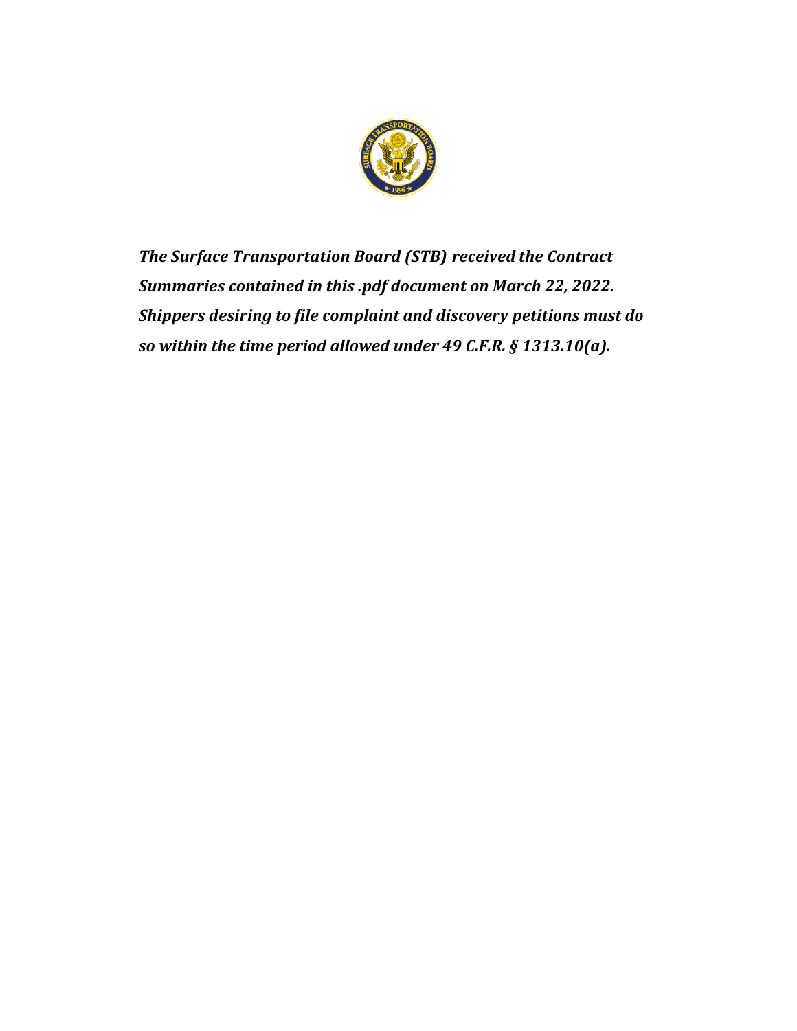*The Surface Transportation Board (STB) received the Contract Summaries contained in this .pdf document on March 22, 2022. Shippers desiring to file complaint and discovery petitions must do so within the time period allowed under 49 C.F.R. § 1313.10(a).*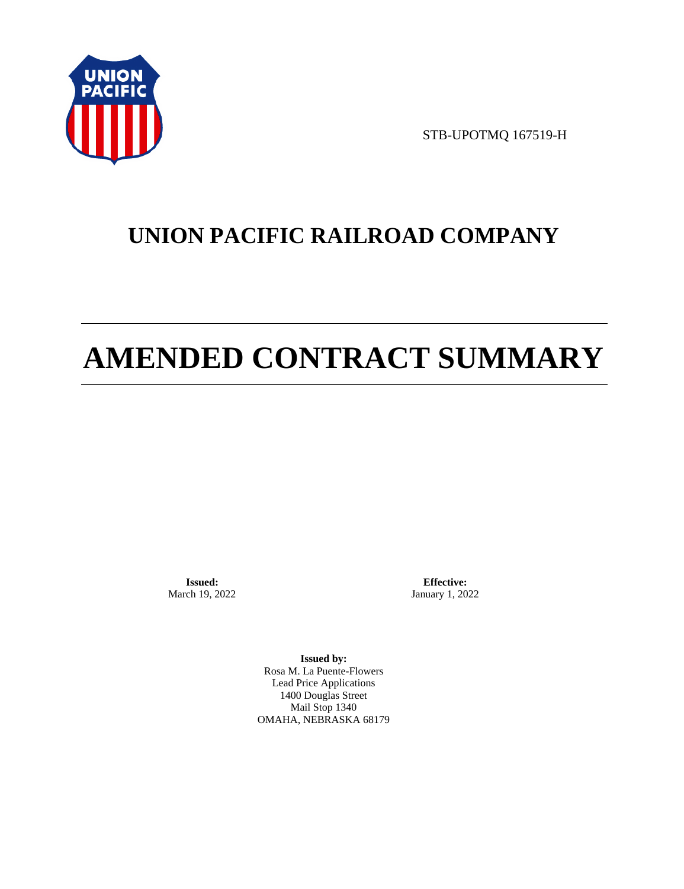STB-UPOTMQ 167519-H

# UNION PACIFIC RAILROAD COMPANY

# AMENDED CONTRACT SUMMARY

**Issued:**
March 19, 2022

**Effective:**
January 1, 2022

**Issued by:**
Rosa M. La Puente-Flowers
Lead Price Applications
1400 Douglas Street
Mail Stop 1340
OMAHA, NEBRASKA 68179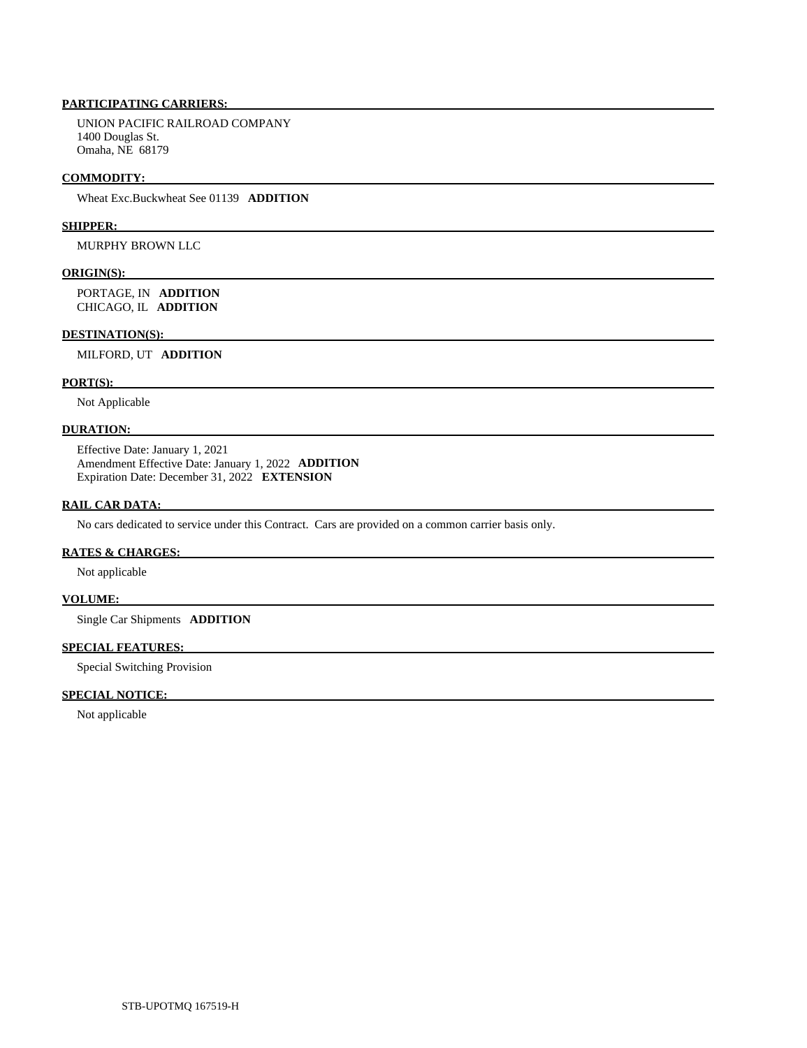**PARTICIPATING CARRIERS:**

UNION PACIFIC RAILROAD COMPANY
1400 Douglas St.
Omaha, NE 68179

**COMMODITY:**

Wheat Exc.Buckwheat See 01139 **ADDITION**

**SHIPPER:**

MURPHY BROWN LLC

**ORIGIN(S):**

PORTAGE, IN **ADDITION**
CHICAGO, IL **ADDITION**

**DESTINATION(S):**

MILFORD, UT **ADDITION**

**PORT(S):**

Not Applicable

**DURATION:**

Effective Date: January 1, 2021
Amendment Effective Date: January 1, 2022 **ADDITION**
Expiration Date: December 31, 2022 **EXTENSION**

**RAIL CAR DATA:**

No cars dedicated to service under this Contract. Cars are provided on a common carrier basis only.

**RATES & CHARGES:**

Not applicable

**VOLUME:**

Single Car Shipments **ADDITION**

**SPECIAL FEATURES:**

Special Switching Provision

**SPECIAL NOTICE:**

Not applicable

STB-UPOTMQ 167519-H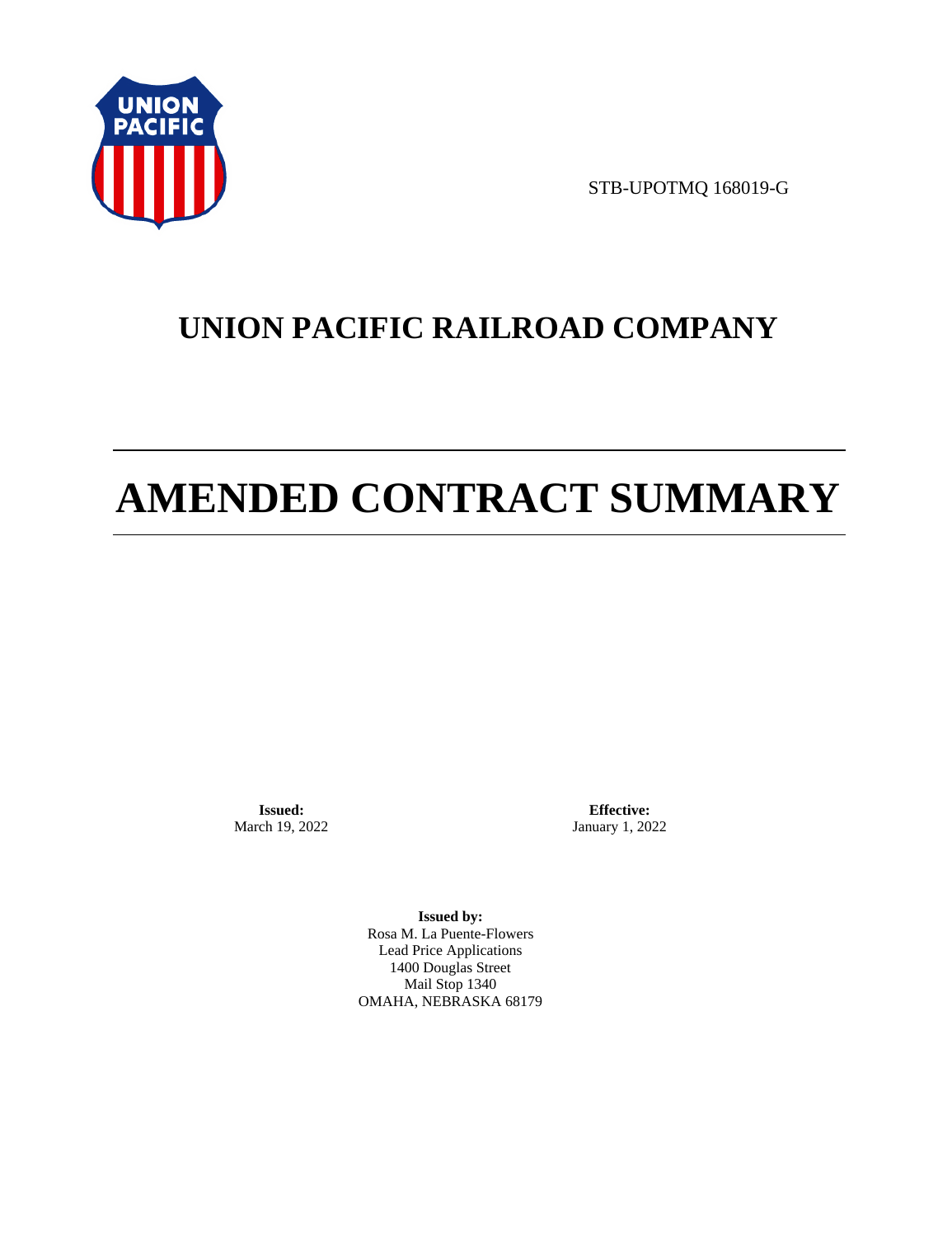STB-UPOTMQ 168019-G

# UNION PACIFIC RAILROAD COMPANY

# AMENDED CONTRACT SUMMARY

**Issued:**
March 19, 2022

**Effective:**
January 1, 2022

**Issued by:**
Rosa M. La Puente-Flowers
Lead Price Applications
1400 Douglas Street
Mail Stop 1340
OMAHA, NEBRASKA 68179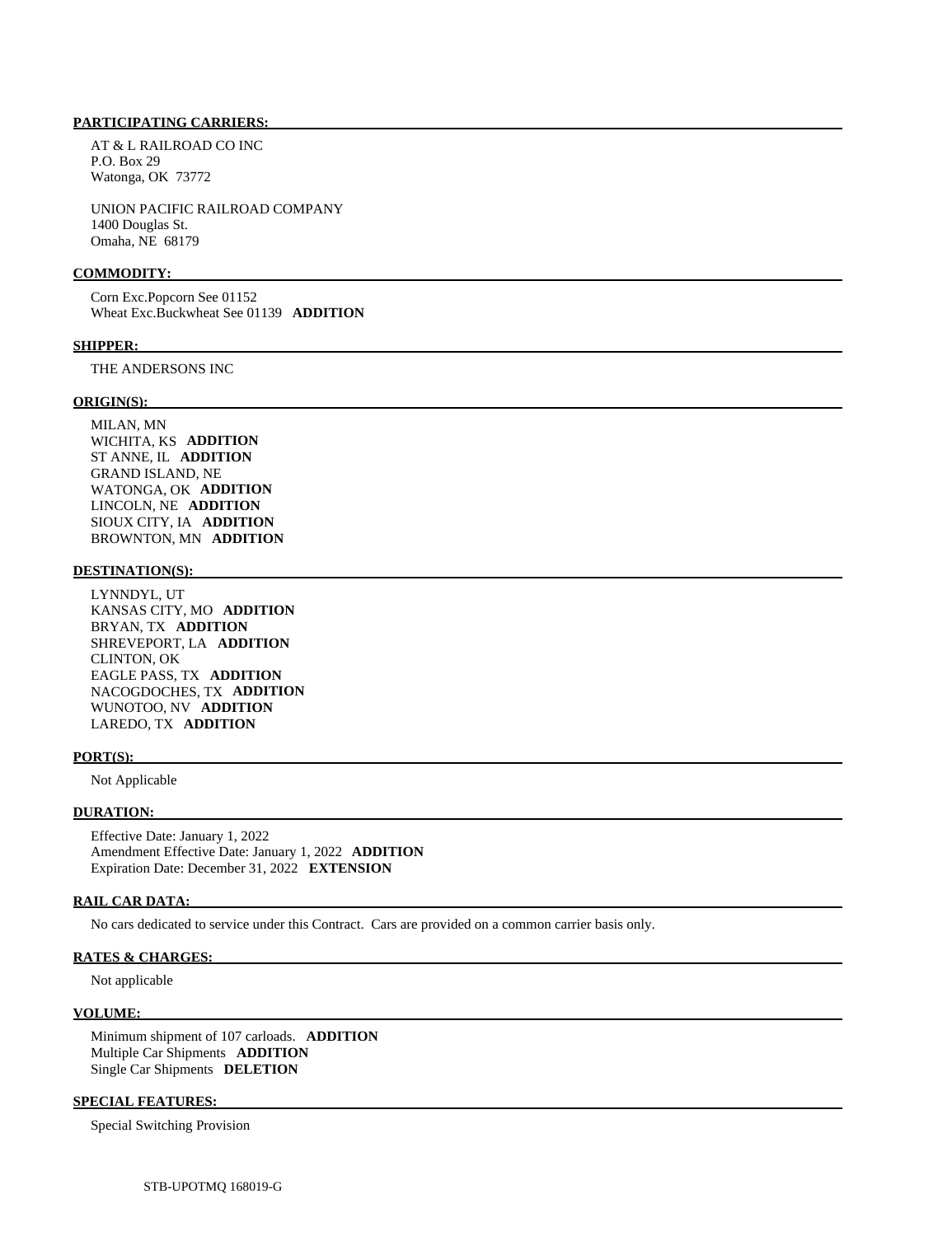**PARTICIPATING CARRIERS:**

AT & L RAILROAD CO INC
P.O. Box 29
Watonga, OK 73772

UNION PACIFIC RAILROAD COMPANY
1400 Douglas St.
Omaha, NE 68179

**COMMODITY:**

Corn Exc.Popcorn See 01152
Wheat Exc.Buckwheat See 01139 **ADDITION**

**SHIPPER:**

THE ANDERSONS INC

**ORIGIN(S):**

MILAN, MN
WICHITA, KS **ADDITION**
ST ANNE, IL **ADDITION**
GRAND ISLAND, NE
WATONGA, OK **ADDITION**
LINCOLN, NE **ADDITION**
SIOUX CITY, IA **ADDITION**
BROWNTON, MN **ADDITION**

**DESTINATION(S):**

LYNNDYL, UT
KANSAS CITY, MO **ADDITION**
BRYAN, TX **ADDITION**
SHREVEPORT, LA **ADDITION**
CLINTON, OK
EAGLE PASS, TX **ADDITION**
NACOGDOCHES, TX **ADDITION**
WUNOTOO, NV **ADDITION**
LAREDO, TX **ADDITION**

**PORT(S):**

Not Applicable

**DURATION:**

Effective Date: January 1, 2022
Amendment Effective Date: January 1, 2022 **ADDITION**
Expiration Date: December 31, 2022 **EXTENSION**

**RAIL CAR DATA:**

No cars dedicated to service under this Contract. Cars are provided on a common carrier basis only.

**RATES & CHARGES:**

Not applicable

**VOLUME:**

Minimum shipment of 107 carloads. **ADDITION**
Multiple Car Shipments **ADDITION**
Single Car Shipments **DELETION**

**SPECIAL FEATURES:**

Special Switching Provision

STB-UPOTMQ 168019-G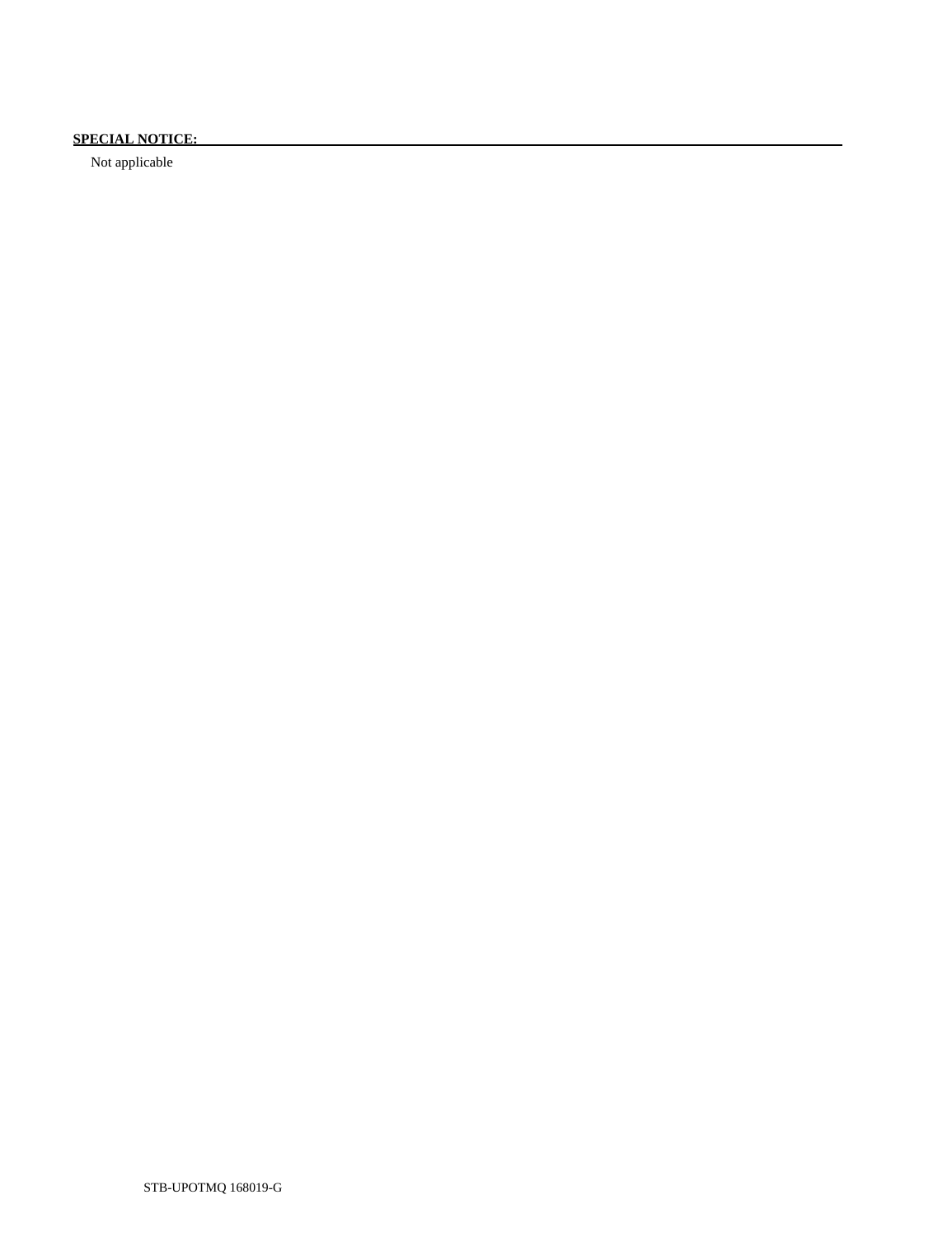**SPECIAL NOTICE:**

Not applicable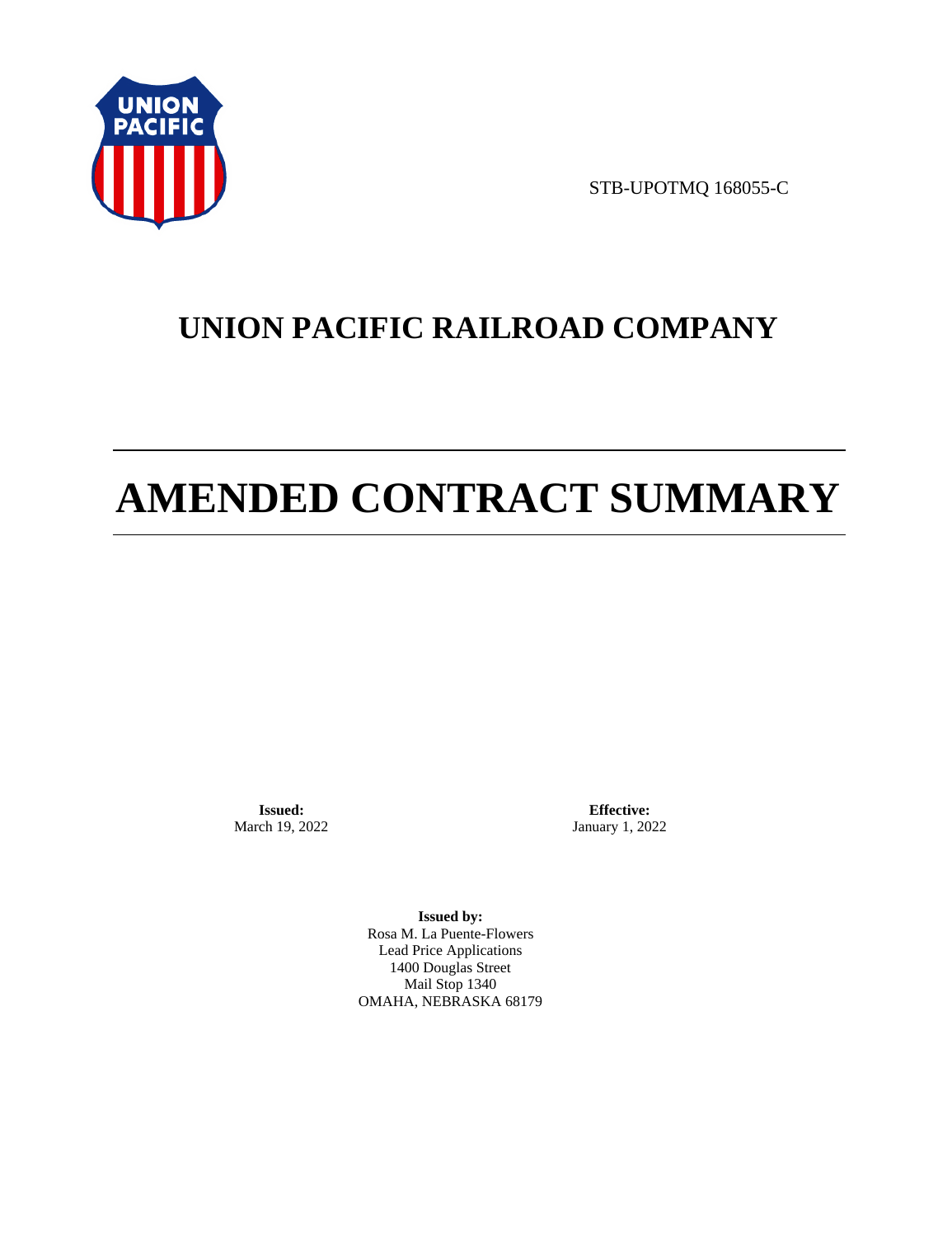STB-UPOTMQ 168055-C

# UNION PACIFIC RAILROAD COMPANY

# AMENDED CONTRACT SUMMARY

**Issued:**
March 19, 2022

**Effective:**
January 1, 2022

**Issued by:**
Rosa M. La Puente-Flowers
Lead Price Applications
1400 Douglas Street
Mail Stop 1340
OMAHA, NEBRASKA 68179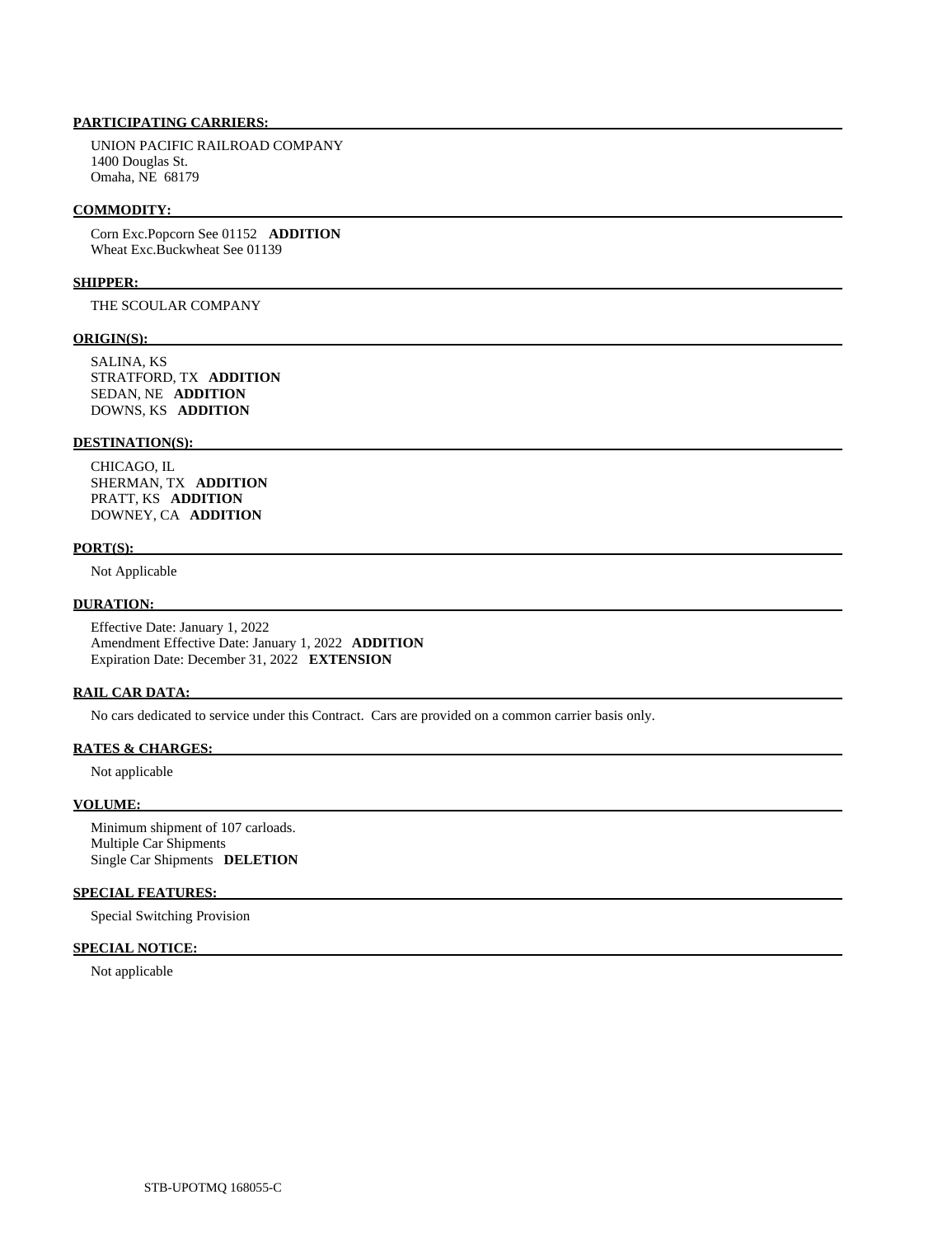**PARTICIPATING CARRIERS:**

UNION PACIFIC RAILROAD COMPANY
1400 Douglas St.
Omaha, NE 68179

**COMMODITY:**

Corn Exc.Popcorn See 01152 **ADDITION**
Wheat Exc.Buckwheat See 01139

**SHIPPER:**

THE SCOULAR COMPANY

**ORIGIN(S):**

SALINA, KS
STRATFORD, TX **ADDITION**
SEDAN, NE **ADDITION**
DOWNS, KS **ADDITION**

**DESTINATION(S):**

CHICAGO, IL
SHERMAN, TX **ADDITION**
PRATT, KS **ADDITION**
DOWNEY, CA **ADDITION**

**PORT(S):**

Not Applicable

**DURATION:**

Effective Date: January 1, 2022
Amendment Effective Date: January 1, 2022 **ADDITION**
Expiration Date: December 31, 2022 **EXTENSION**

**RAIL CAR DATA:**

No cars dedicated to service under this Contract. Cars are provided on a common carrier basis only.

**RATES & CHARGES:**

Not applicable

**VOLUME:**

Minimum shipment of 107 carloads.
Multiple Car Shipments
Single Car Shipments **DELETION**

**SPECIAL FEATURES:**

Special Switching Provision

**SPECIAL NOTICE:**

Not applicable

STB-UPOTMQ 168055-C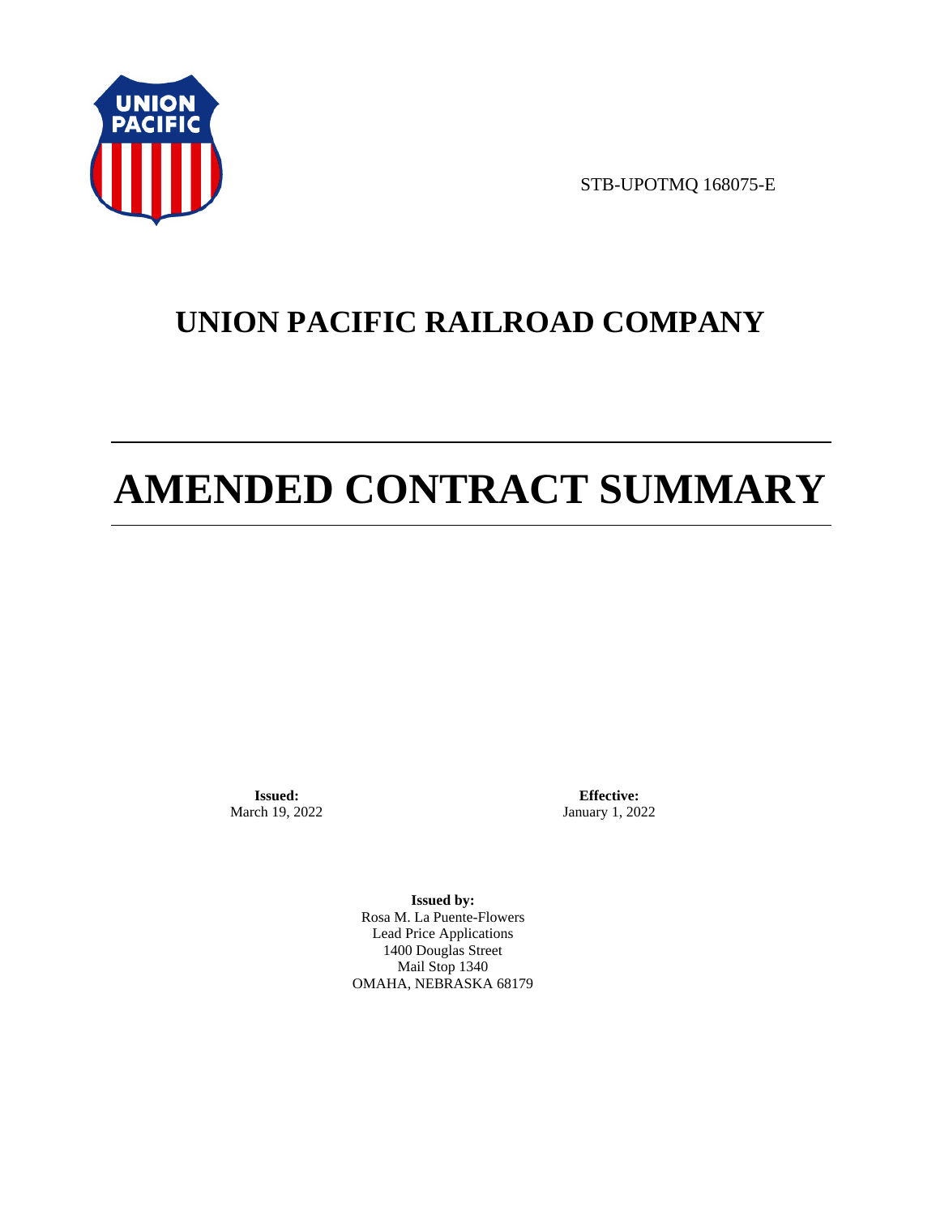STB-UPOTMQ 168075-E

# UNION PACIFIC RAILROAD COMPANY

# AMENDED CONTRACT SUMMARY

**Issued:**
March 19, 2022

**Effective:**
January 1, 2022

**Issued by:**
Rosa M. La Puente-Flowers
Lead Price Applications
1400 Douglas Street
Mail Stop 1340
OMAHA, NEBRASKA 68179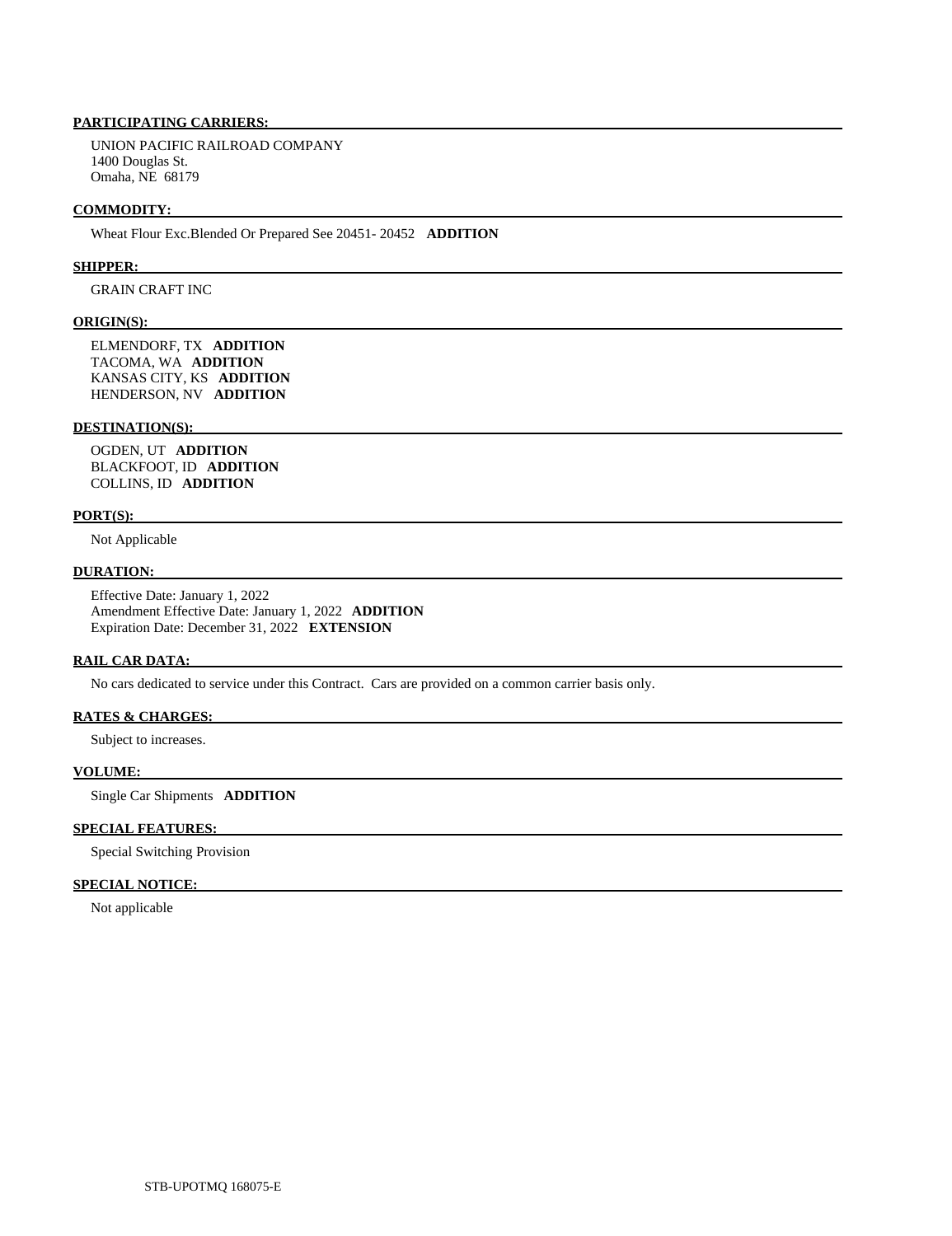**PARTICIPATING CARRIERS:**

UNION PACIFIC RAILROAD COMPANY
1400 Douglas St.
Omaha, NE 68179

**COMMODITY:**

Wheat Flour Exc.Blended Or Prepared See 20451- 20452 **ADDITION**

**SHIPPER:**

GRAIN CRAFT INC

**ORIGIN(S):**

ELMENDORF, TX **ADDITION**
TACOMA, WA **ADDITION**
KANSAS CITY, KS **ADDITION**
HENDERSON, NV **ADDITION**

**DESTINATION(S):**

OGDEN, UT **ADDITION**
BLACKFOOT, ID **ADDITION**
COLLINS, ID **ADDITION**

**PORT(S):**

Not Applicable

**DURATION:**

Effective Date: January 1, 2022
Amendment Effective Date: January 1, 2022 **ADDITION**
Expiration Date: December 31, 2022 **EXTENSION**

**RAIL CAR DATA:**

No cars dedicated to service under this Contract. Cars are provided on a common carrier basis only.

**RATES & CHARGES:**

Subject to increases.

**VOLUME:**

Single Car Shipments **ADDITION**

**SPECIAL FEATURES:**

Special Switching Provision

**SPECIAL NOTICE:**

Not applicable

STB-UPOTMQ 168075-E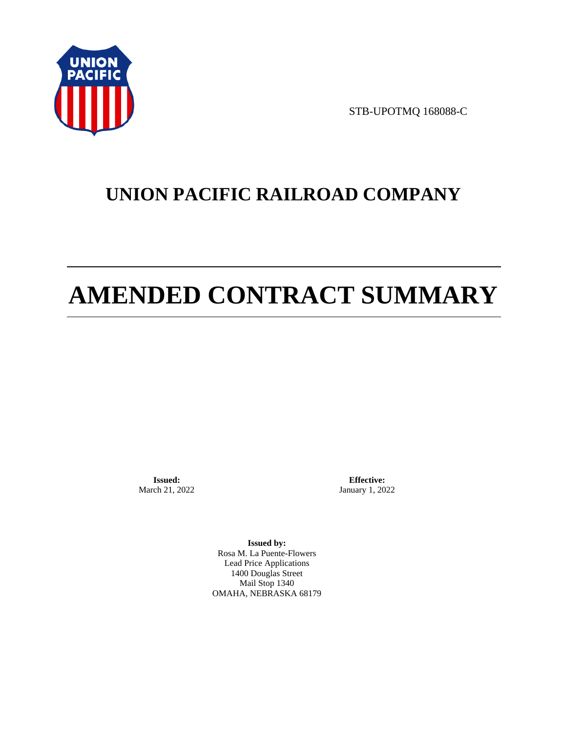STB-UPOTMQ 168088-C

# UNION PACIFIC RAILROAD COMPANY

# AMENDED CONTRACT SUMMARY

**Issued:**
March 21, 2022

**Effective:**
January 1, 2022

**Issued by:**
Rosa M. La Puente-Flowers
Lead Price Applications
1400 Douglas Street
Mail Stop 1340
OMAHA, NEBRASKA 68179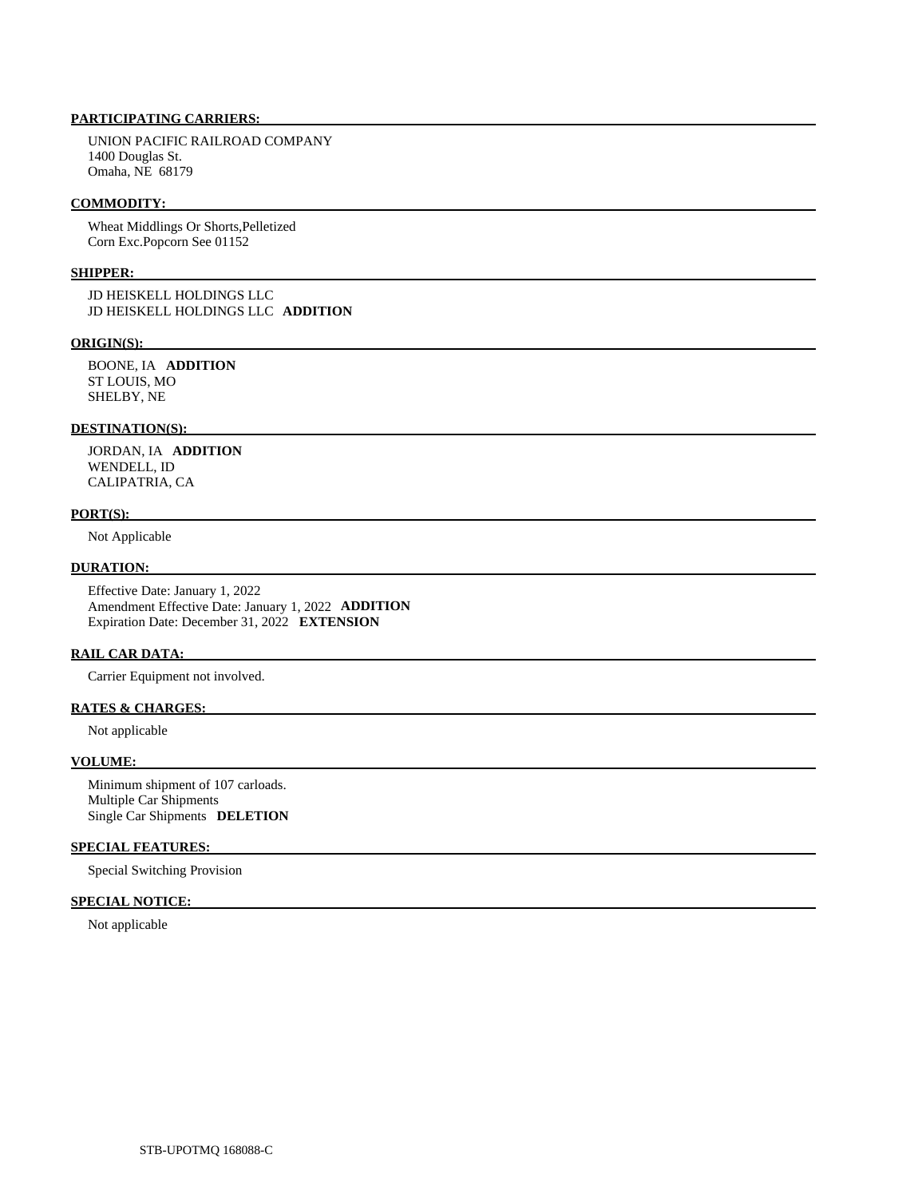**PARTICIPATING CARRIERS:**

UNION PACIFIC RAILROAD COMPANY
1400 Douglas St.
Omaha, NE 68179

**COMMODITY:**

Wheat Middlings Or Shorts,Pelletized
Corn Exc.Popcorn See 01152

**SHIPPER:**

JD HEISKELL HOLDINGS LLC
JD HEISKELL HOLDINGS LLC **ADDITION**

**ORIGIN(S):**

BOONE, IA **ADDITION**
ST LOUIS, MO
SHELBY, NE

**DESTINATION(S):**

JORDAN, IA **ADDITION**
WENDELL, ID
CALIPATRIA, CA

**PORT(S):**

Not Applicable

**DURATION:**

Effective Date: January 1, 2022
Amendment Effective Date: January 1, 2022 **ADDITION**
Expiration Date: December 31, 2022 **EXTENSION**

**RAIL CAR DATA:**

Carrier Equipment not involved.

**RATES & CHARGES:**

Not applicable

**VOLUME:**

Minimum shipment of 107 carloads.
Multiple Car Shipments
Single Car Shipments **DELETION**

**SPECIAL FEATURES:**

Special Switching Provision

**SPECIAL NOTICE:**

Not applicable

STB-UPOTMQ 168088-C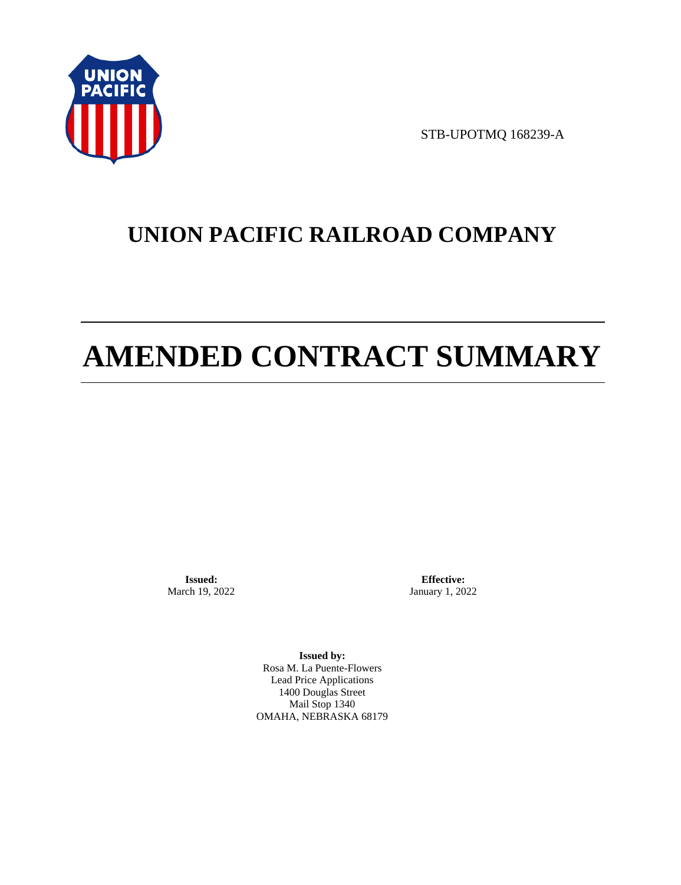STB-UPOTMQ 168239-A

# UNION PACIFIC RAILROAD COMPANY

# AMENDED CONTRACT SUMMARY

**Issued:**
March 19, 2022

**Effective:**
January 1, 2022

**Issued by:**
Rosa M. La Puente-Flowers
Lead Price Applications
1400 Douglas Street
Mail Stop 1340
OMAHA, NEBRASKA 68179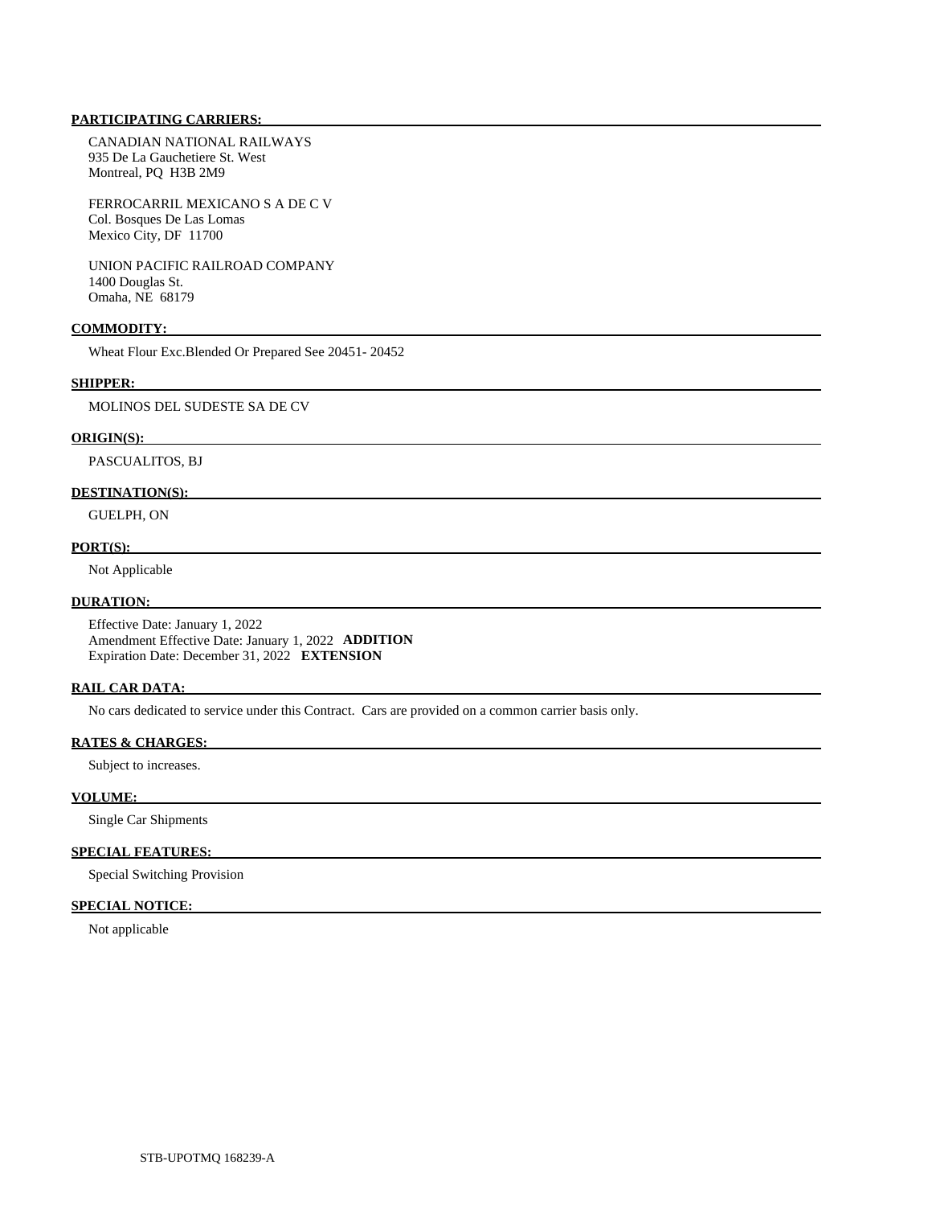**PARTICIPATING CARRIERS:**

CANADIAN NATIONAL RAILWAYS
935 De La Gauchetiere St. West
Montreal, PQ H3B 2M9

FERROCARRIL MEXICANO S A DE C V
Col. Bosques De Las Lomas
Mexico City, DF 11700

UNION PACIFIC RAILROAD COMPANY
1400 Douglas St.
Omaha, NE 68179

**COMMODITY:**

Wheat Flour Exc.Blended Or Prepared See 20451- 20452

**SHIPPER:**

MOLINOS DEL SUDESTE SA DE CV

**ORIGIN(S):**

PASCUALITOS, BJ

**DESTINATION(S):**

GUELPH, ON

**PORT(S):**

Not Applicable

**DURATION:**

Effective Date: January 1, 2022
Amendment Effective Date: January 1, 2022 **ADDITION**
Expiration Date: December 31, 2022 **EXTENSION**

**RAIL CAR DATA:**

No cars dedicated to service under this Contract. Cars are provided on a common carrier basis only.

**RATES & CHARGES:**

Subject to increases.

**VOLUME:**

Single Car Shipments

**SPECIAL FEATURES:**

Special Switching Provision

**SPECIAL NOTICE:**

Not applicable

STB-UPOTMQ 168239-A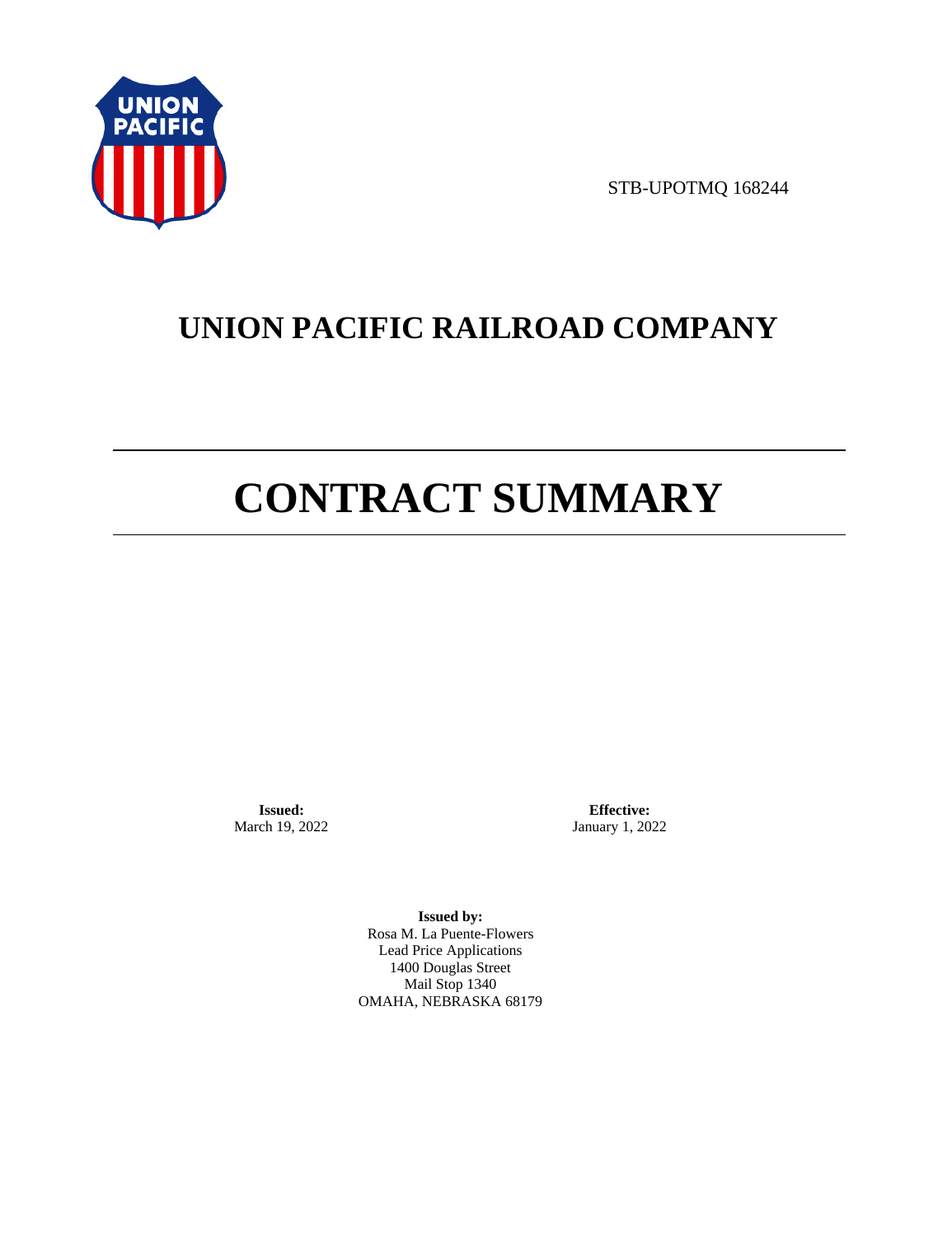STB-UPOTMQ 168244

# UNION PACIFIC RAILROAD COMPANY

# CONTRACT SUMMARY

**Issued:**
March 19, 2022

**Effective:**
January 1, 2022

**Issued by:**
Rosa M. La Puente-Flowers
Lead Price Applications
1400 Douglas Street
Mail Stop 1340
OMAHA, NEBRASKA 68179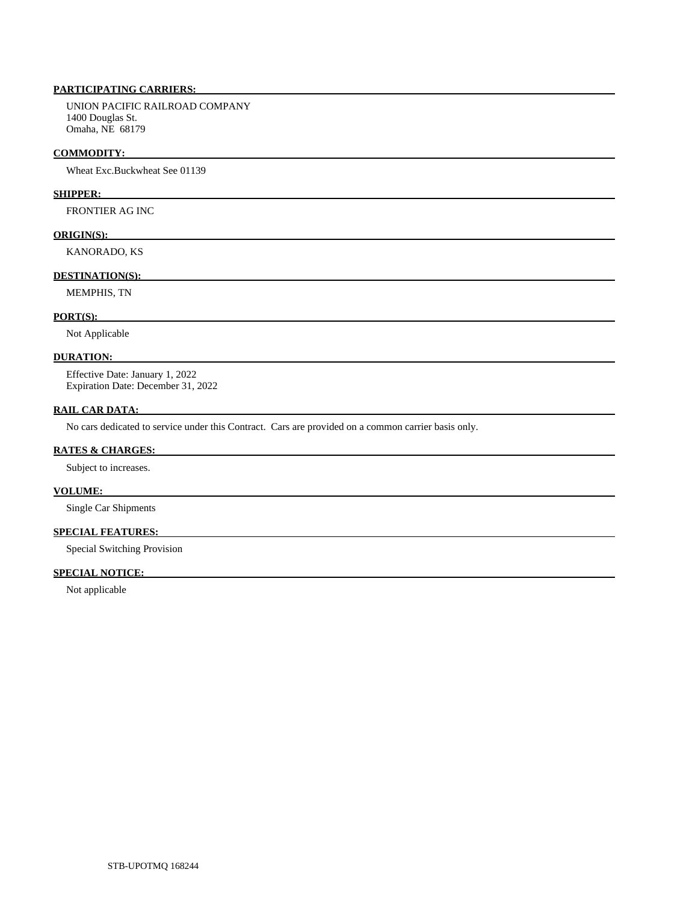**PARTICIPATING CARRIERS:**

UNION PACIFIC RAILROAD COMPANY
1400 Douglas St.
Omaha, NE 68179

**COMMODITY:**

Wheat Exc.Buckwheat See 01139

**SHIPPER:**

FRONTIER AG INC

**ORIGIN(S):**

KANORADO, KS

**DESTINATION(S):**

MEMPHIS, TN

**PORT(S):**

Not Applicable

**DURATION:**

Effective Date: January 1, 2022
Expiration Date: December 31, 2022

**RAIL CAR DATA:**

No cars dedicated to service under this Contract. Cars are provided on a common carrier basis only.

**RATES & CHARGES:**

Subject to increases.

**VOLUME:**

Single Car Shipments

**SPECIAL FEATURES:**

Special Switching Provision

**SPECIAL NOTICE:**

Not applicable

STB-UPOTMQ 168244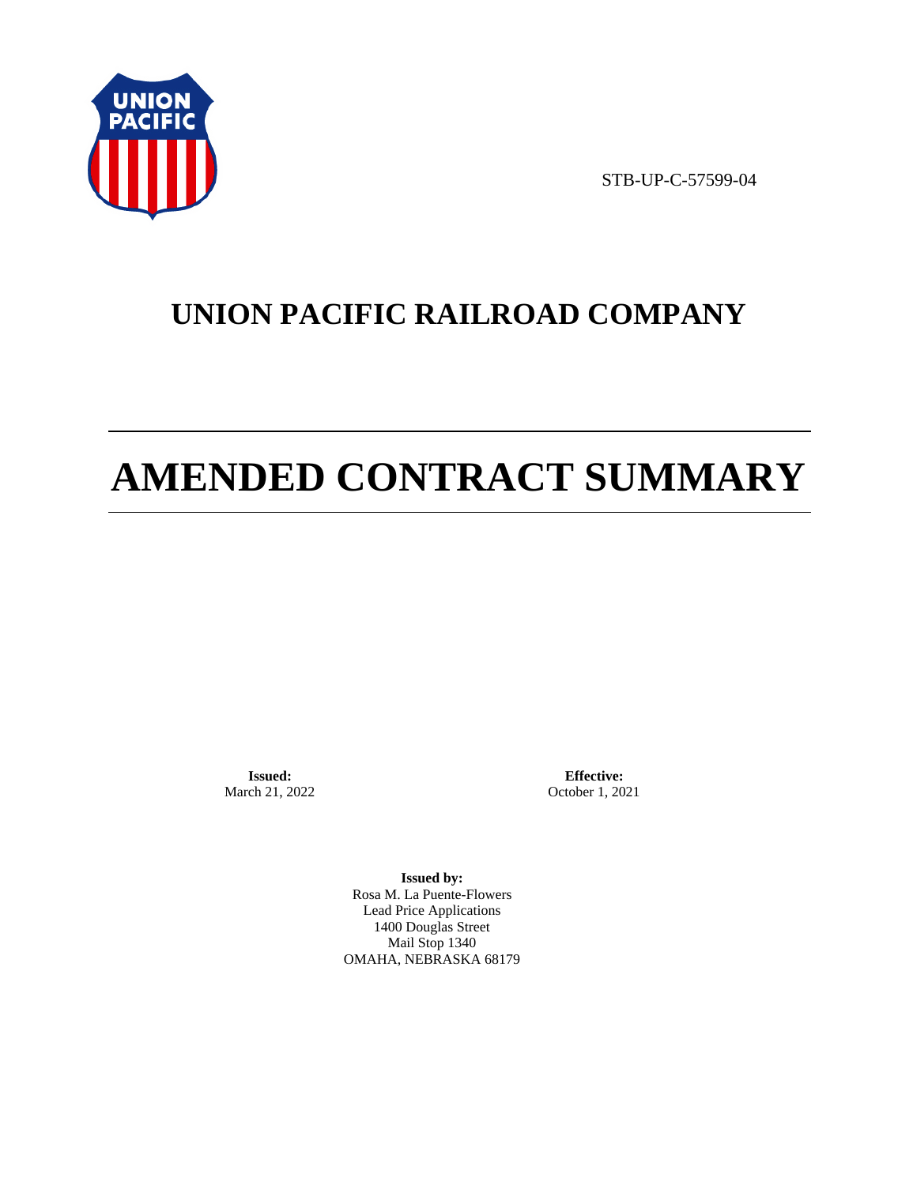STB-UP-C-57599-04

# UNION PACIFIC RAILROAD COMPANY

# AMENDED CONTRACT SUMMARY

**Issued:**
March 21, 2022

**Effective:**
October 1, 2021

**Issued by:**
Rosa M. La Puente-Flowers
Lead Price Applications
1400 Douglas Street
Mail Stop 1340
OMAHA, NEBRASKA 68179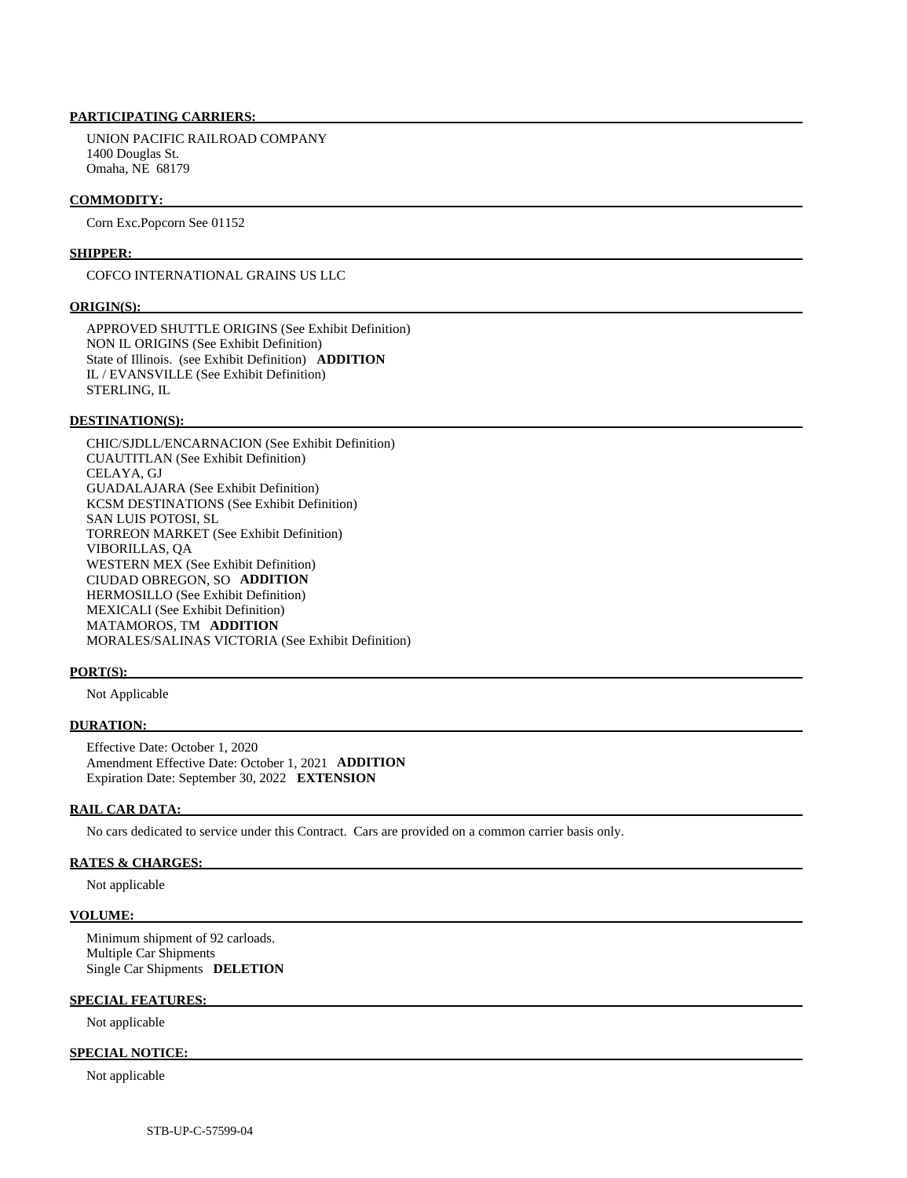**PARTICIPATING CARRIERS:**

UNION PACIFIC RAILROAD COMPANY
1400 Douglas St.
Omaha, NE 68179

**COMMODITY:**

Corn Exc.Popcorn See 01152

**SHIPPER:**

COFCO INTERNATIONAL GRAINS US LLC

**ORIGIN(S):**

APPROVED SHUTTLE ORIGINS (See Exhibit Definition)
NON IL ORIGINS (See Exhibit Definition)
State of Illinois. (see Exhibit Definition) **ADDITION**
IL / EVANSVILLE (See Exhibit Definition)
STERLING, IL

**DESTINATION(S):**

CHIC/SJDLL/ENCARNACION (See Exhibit Definition)
CUAUTITLAN (See Exhibit Definition)
CELAYA, GJ
GUADALAJARA (See Exhibit Definition)
KCSM DESTINATIONS (See Exhibit Definition)
SAN LUIS POTOSI, SL
TORREON MARKET (See Exhibit Definition)
VIBORILLAS, QA
WESTERN MEX (See Exhibit Definition)
CIUDAD OBREGON, SO **ADDITION**
HERMOSILLO (See Exhibit Definition)
MEXICALI (See Exhibit Definition)
MATAMOROS, TM **ADDITION**
MORALES/SALINAS VICTORIA (See Exhibit Definition)

**PORT(S):**

Not Applicable

**DURATION:**

Effective Date: October 1, 2020
Amendment Effective Date: October 1, 2021 **ADDITION**
Expiration Date: September 30, 2022 **EXTENSION**

**RAIL CAR DATA:**

No cars dedicated to service under this Contract. Cars are provided on a common carrier basis only.

**RATES & CHARGES:**

Not applicable

**VOLUME:**

Minimum shipment of 92 carloads.
Multiple Car Shipments
Single Car Shipments **DELETION**

**SPECIAL FEATURES:**

Not applicable

**SPECIAL NOTICE:**

Not applicable

STB-UP-C-57599-04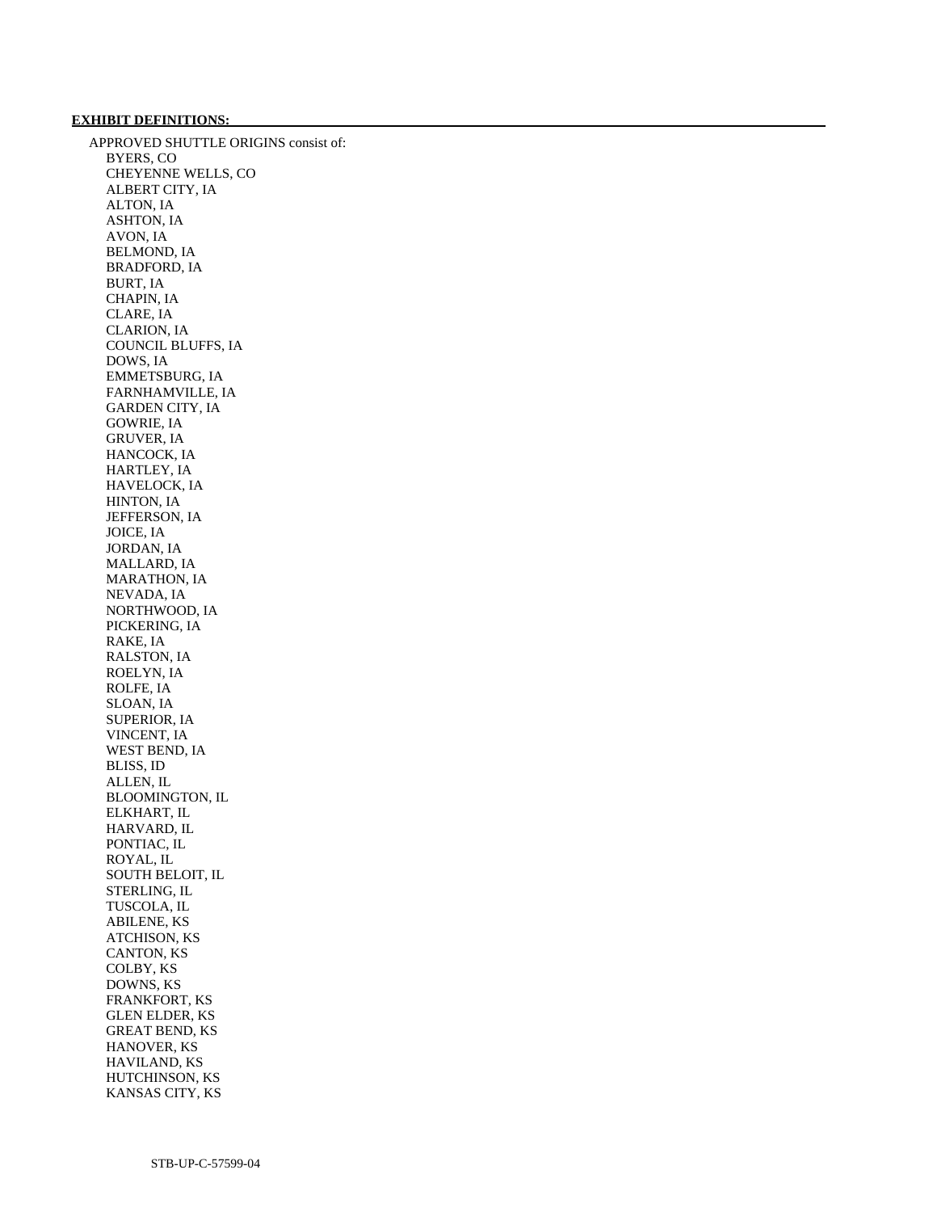**EXHIBIT DEFINITIONS:**

APPROVED SHUTTLE ORIGINS consist of:

- BYERS, CO
- CHEYENNE WELLS, CO
- ALBERT CITY, IA
- ALTON, IA
- ASHTON, IA
- AVON, IA
- BELMOND, IA
- BRADFORD, IA
- BURT, IA
- CHAPIN, IA
- CLARE, IA
- CLARION, IA
- COUNCIL BLUFFS, IA
- DOWS, IA
- EMMETSBURG, IA
- FARNHAMVILLE, IA
- GARDEN CITY, IA
- GOWRIE, IA
- GRUVER, IA
- HANCOCK, IA
- HARTLEY, IA
- HAVELOCK, IA
- HINTON, IA
- JEFFERSON, IA
- JOICE, IA
- JORDAN, IA
- MALLARD, IA
- MARATHON, IA
- NEVADA, IA
- NORTHWOOD, IA
- PICKERING, IA
- RAKE, IA
- RALSTON, IA
- ROELYN, IA
- ROLFE, IA
- SLOAN, IA
- SUPERIOR, IA
- VINCENT, IA
- WEST BEND, IA
- BLISS, ID
- ALLEN, IL
- BLOOMINGTON, IL
- ELKHART, IL
- HARVARD, IL
- PONTIAC, IL
- ROYAL, IL
- SOUTH BELOIT, IL
- STERLING, IL
- TUSCOLA, IL
- ABILENE, KS
- ATCHISON, KS
- CANTON, KS
- COLBY, KS
- DOWNS, KS
- FRANKFORT, KS
- GLEN ELDER, KS
- GREAT BEND, KS
- HANOVER, KS
- HAVILAND, KS
- HUTCHINSON, KS
- KANSAS CITY, KS

STB-UP-C-57599-04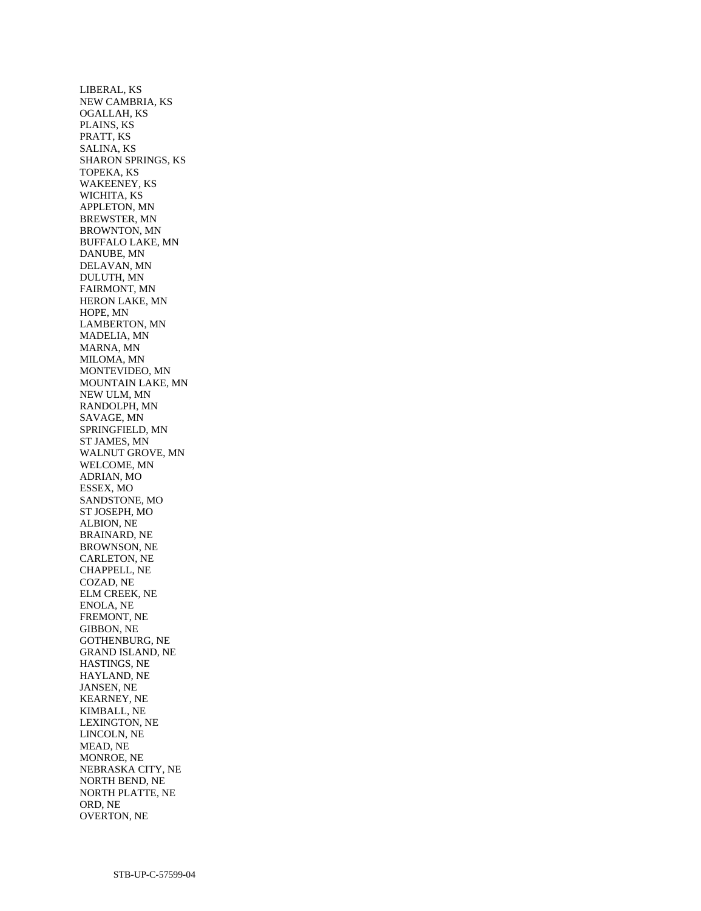LIBERAL, KS
NEW CAMBRIA, KS
OGALLAH, KS
PLAINS, KS
PRATT, KS
SALINA, KS
SHARON SPRINGS, KS
TOPEKA, KS
WAKEENEY, KS
WICHITA, KS
APPLETON, MN
BREWSTER, MN
BROWNTON, MN
BUFFALO LAKE, MN
DANUBE, MN
DELAVAN, MN
DULUTH, MN
FAIRMONT, MN
HERON LAKE, MN
HOPE, MN
LAMBERTON, MN
MADELIA, MN
MARNA, MN
MILOMA, MN
MONTEVIDEO, MN
MOUNTAIN LAKE, MN
NEW ULM, MN
RANDOLPH, MN
SAVAGE, MN
SPRINGFIELD, MN
ST JAMES, MN
WALNUT GROVE, MN
WELCOME, MN
ADRIAN, MO
ESSEX, MO
SANDSTONE, MO
ST JOSEPH, MO
ALBION, NE
BRAINARD, NE
BROWNSON, NE
CARLETON, NE
CHAPPELL, NE
COZAD, NE
ELM CREEK, NE
ENOLA, NE
FREMONT, NE
GIBBON, NE
GOTHENBURG, NE
GRAND ISLAND, NE
HASTINGS, NE
HAYLAND, NE
JANSEN, NE
KEARNEY, NE
KIMBALL, NE
LEXINGTON, NE
LINCOLN, NE
MEAD, NE
MONROE, NE
NEBRASKA CITY, NE
NORTH BEND, NE
NORTH PLATTE, NE
ORD, NE
OVERTON, NE

STB-UP-C-57599-04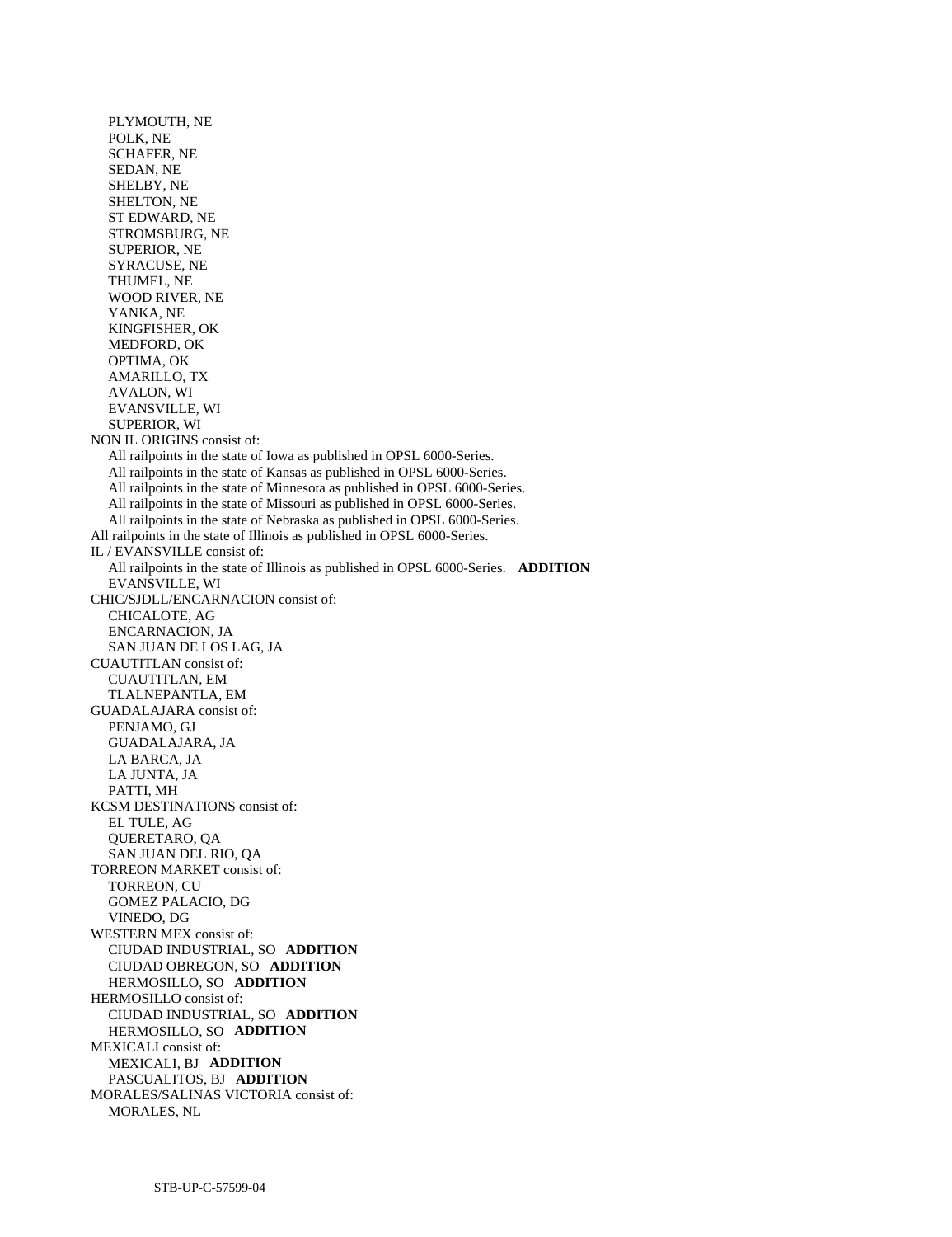PLYMOUTH, NE
POLK, NE
SCHAFER, NE
SEDAN, NE
SHELBY, NE
SHELTON, NE
ST EDWARD, NE
STROMSBURG, NE
SUPERIOR, NE
SYRACUSE, NE
THUMEL, NE
WOOD RIVER, NE
YANKA, NE
KINGFISHER, OK
MEDFORD, OK
OPTIMA, OK
AMARILLO, TX
AVALON, WI
EVANSVILLE, WI
SUPERIOR, WI

NON IL ORIGINS consist of:
All railpoints in the state of Iowa as published in OPSL 6000-Series.
All railpoints in the state of Kansas as published in OPSL 6000-Series.
All railpoints in the state of Minnesota as published in OPSL 6000-Series.
All railpoints in the state of Missouri as published in OPSL 6000-Series.
All railpoints in the state of Nebraska as published in OPSL 6000-Series.

All railpoints in the state of Illinois as published in OPSL 6000-Series.

IL / EVANSVILLE consist of:
All railpoints in the state of Illinois as published in OPSL 6000-Series. **ADDITION**
EVANSVILLE, WI

CHIC/SJDLL/ENCARNACION consist of:
CHICALOTE, AG
ENCARNACION, JA
SAN JUAN DE LOS LAG, JA

CUAUTITLAN consist of:
CUAUTITLAN, EM
TLALNEPANTLA, EM

GUADALAJARA consist of:
PENJAMO, GJ
GUADALAJARA, JA
LA BARCA, JA
LA JUNTA, JA
PATTI, MH

KCSM DESTINATIONS consist of:
EL TULE, AG
QUERETARO, QA
SAN JUAN DEL RIO, QA

TORREON MARKET consist of:
TORREON, CU
GOMEZ PALACIO, DG
VINEDO, DG

WESTERN MEX consist of:
CIUDAD INDUSTRIAL, SO **ADDITION**
CIUDAD OBREGON, SO **ADDITION**
HERMOSILLO, SO **ADDITION**

HERMOSILLO consist of:
CIUDAD INDUSTRIAL, SO **ADDITION**
HERMOSILLO, SO **ADDITION**

MEXICALI consist of:
MEXICALI, BJ **ADDITION**
PASCUALITOS, BJ **ADDITION**

MORALES/SALINAS VICTORIA consist of:
MORALES, NL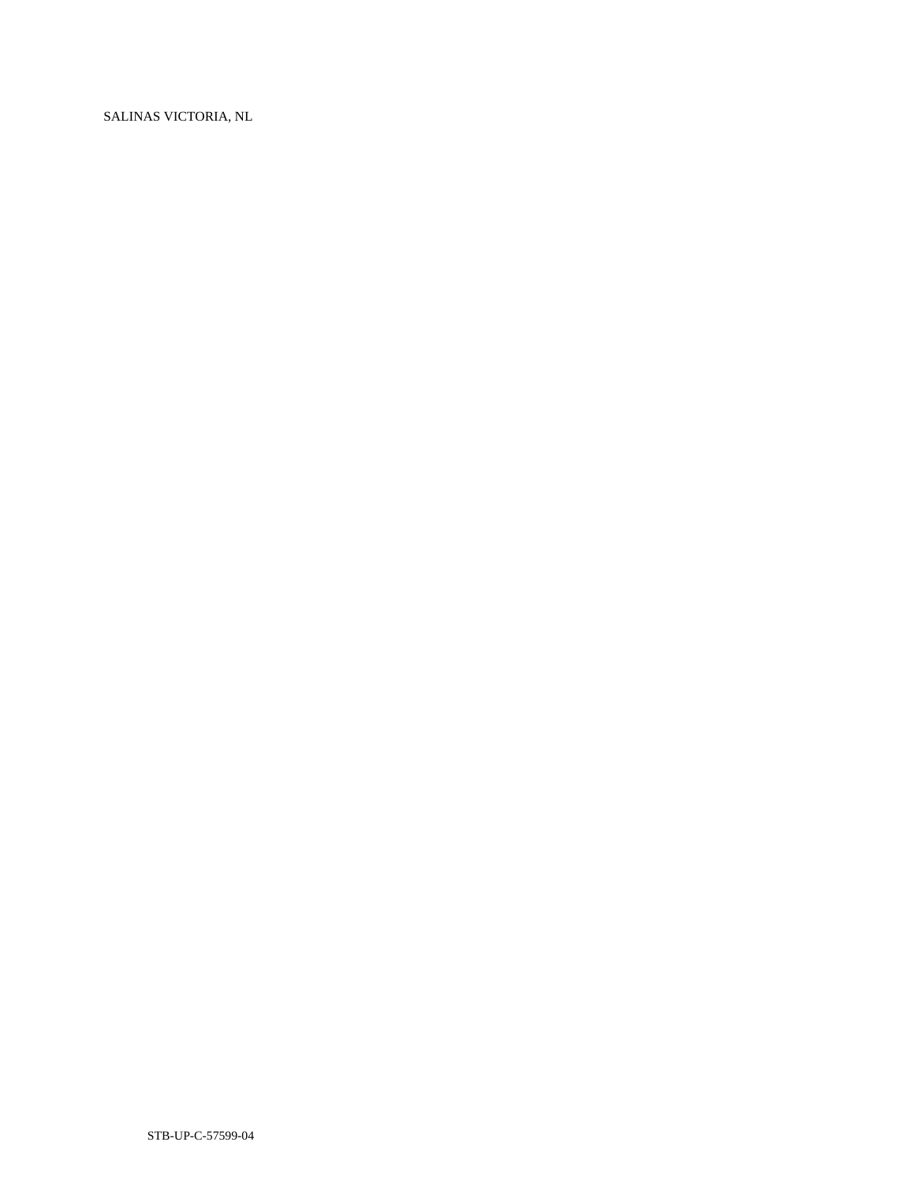SALINAS VICTORIA, NL

STB-UP-C-57599-04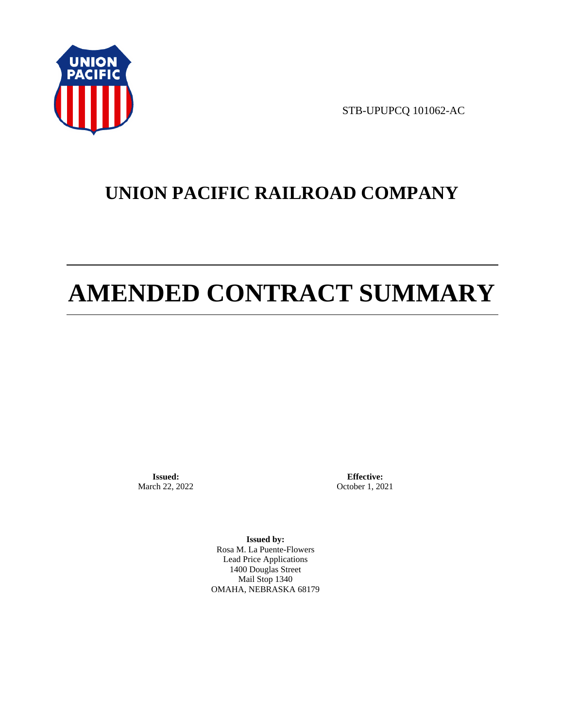STB-UPUPCQ 101062-AC

# UNION PACIFIC RAILROAD COMPANY

# AMENDED CONTRACT SUMMARY

**Issued:**
March 22, 2022

**Effective:**
October 1, 2021

**Issued by:**
Rosa M. La Puente-Flowers
Lead Price Applications
1400 Douglas Street
Mail Stop 1340
OMAHA, NEBRASKA 68179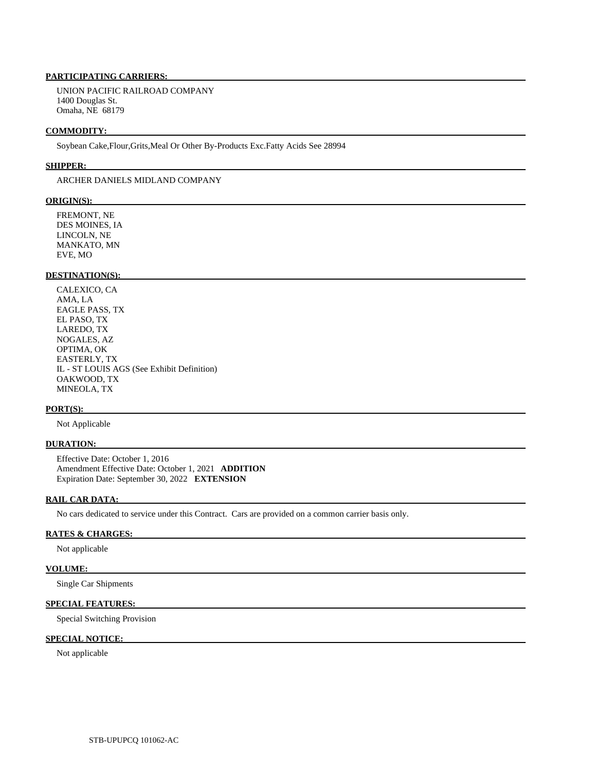**PARTICIPATING CARRIERS:**

UNION PACIFIC RAILROAD COMPANY
1400 Douglas St.
Omaha, NE 68179

**COMMODITY:**

Soybean Cake,Flour,Grits,Meal Or Other By-Products Exc.Fatty Acids See 28994

**SHIPPER:**

ARCHER DANIELS MIDLAND COMPANY

**ORIGIN(S):**

FREMONT, NE
DES MOINES, IA
LINCOLN, NE
MANKATO, MN
EVE, MO

**DESTINATION(S):**

CALEXICO, CA
AMA, LA
EAGLE PASS, TX
EL PASO, TX
LAREDO, TX
NOGALES, AZ
OPTIMA, OK
EASTERLY, TX
IL - ST LOUIS AGS (See Exhibit Definition)
OAKWOOD, TX
MINEOLA, TX

**PORT(S):**

Not Applicable

**DURATION:**

Effective Date: October 1, 2016
Amendment Effective Date: October 1, 2021 **ADDITION**
Expiration Date: September 30, 2022 **EXTENSION**

**RAIL CAR DATA:**

No cars dedicated to service under this Contract. Cars are provided on a common carrier basis only.

**RATES & CHARGES:**

Not applicable

**VOLUME:**

Single Car Shipments

**SPECIAL FEATURES:**

Special Switching Provision

**SPECIAL NOTICE:**

Not applicable

STB-UPUPCQ 101062-AC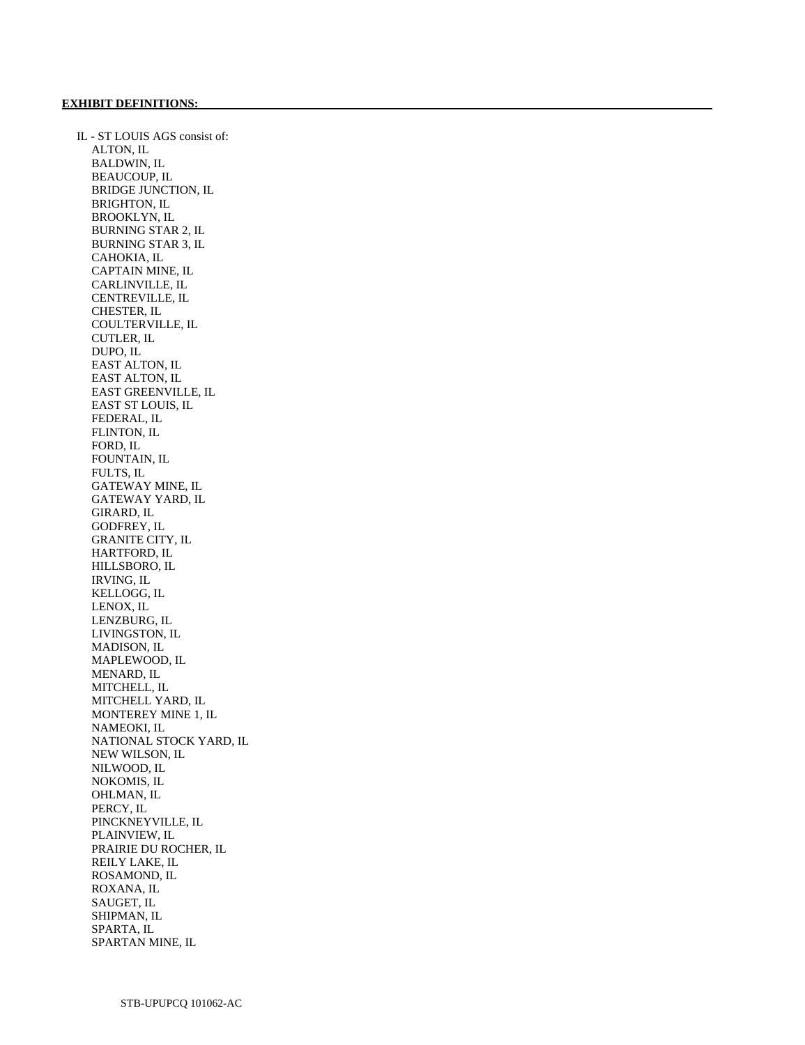**EXHIBIT DEFINITIONS:**

IL - ST LOUIS AGS consist of:

- ALTON, IL
- BALDWIN, IL
- BEAUCOUP, IL
- BRIDGE JUNCTION, IL
- BRIGHTON, IL
- BROOKLYN, IL
- BURNING STAR 2, IL
- BURNING STAR 3, IL
- CAHOKIA, IL
- CAPTAIN MINE, IL
- CARLINVILLE, IL
- CENTREVILLE, IL
- CHESTER, IL
- COULTERVILLE, IL
- CUTLER, IL
- DUPO, IL
- EAST ALTON, IL
- EAST ALTON, IL
- EAST GREENVILLE, IL
- EAST ST LOUIS, IL
- FEDERAL, IL
- FLINTON, IL
- FORD, IL
- FOUNTAIN, IL
- FULTS, IL
- GATEWAY MINE, IL
- GATEWAY YARD, IL
- GIRARD, IL
- GODFREY, IL
- GRANITE CITY, IL
- HARTFORD, IL
- HILLSBORO, IL
- IRVING, IL
- KELLOGG, IL
- LENOX, IL
- LENZBURG, IL
- LIVINGSTON, IL
- MADISON, IL
- MAPLEWOOD, IL
- MENARD, IL
- MITCHELL, IL
- MITCHELL YARD, IL
- MONTEREY MINE 1, IL
- NAMEOKI, IL
- NATIONAL STOCK YARD, IL
- NEW WILSON, IL
- NILWOOD, IL
- NOKOMIS, IL
- OHLMAN, IL
- PERCY, IL
- PINCKNEYVILLE, IL
- PLAINVIEW, IL
- PRAIRIE DU ROCHER, IL
- REILY LAKE, IL
- ROSAMOND, IL
- ROXANA, IL
- SAUGET, IL
- SHIPMAN, IL
- SPARTA, IL
- SPARTAN MINE, IL

STB-UPUPCQ 101062-AC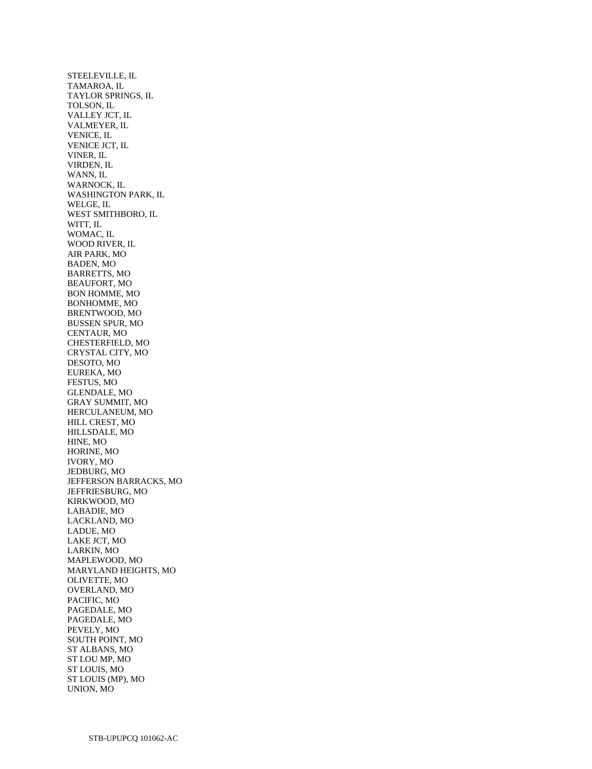STEELEVILLE, IL
TAMAROA, IL
TAYLOR SPRINGS, IL
TOLSON, IL
VALLEY JCT, IL
VALMEYER, IL
VENICE, IL
VENICE JCT, IL
VINER, IL
VIRDEN, IL
WANN, IL
WARNOCK, IL
WASHINGTON PARK, IL
WELGE, IL
WEST SMITHBORO, IL
WITT, IL
WOMAC, IL
WOOD RIVER, IL
AIR PARK, MO
BADEN, MO
BARRETTS, MO
BEAUFORT, MO
BON HOMME, MO
BONHOMME, MO
BRENTWOOD, MO
BUSSEN SPUR, MO
CENTAUR, MO
CHESTERFIELD, MO
CRYSTAL CITY, MO
DESOTO, MO
EUREKA, MO
FESTUS, MO
GLENDALE, MO
GRAY SUMMIT, MO
HERCULANEUM, MO
HILL CREST, MO
HILLSDALE, MO
HINE, MO
HORINE, MO
IVORY, MO
JEDBURG, MO
JEFFERSON BARRACKS, MO
JEFFRIESBURG, MO
KIRKWOOD, MO
LABADIE, MO
LACKLAND, MO
LADUE, MO
LAKE JCT, MO
LARKIN, MO
MAPLEWOOD, MO
MARYLAND HEIGHTS, MO
OLIVETTE, MO
OVERLAND, MO
PACIFIC, MO
PAGEDALE, MO
PAGEDALE, MO
PEVELY, MO
SOUTH POINT, MO
ST ALBANS, MO
ST LOU MP, MO
ST LOUIS, MO
ST LOUIS (MP), MO
UNION, MO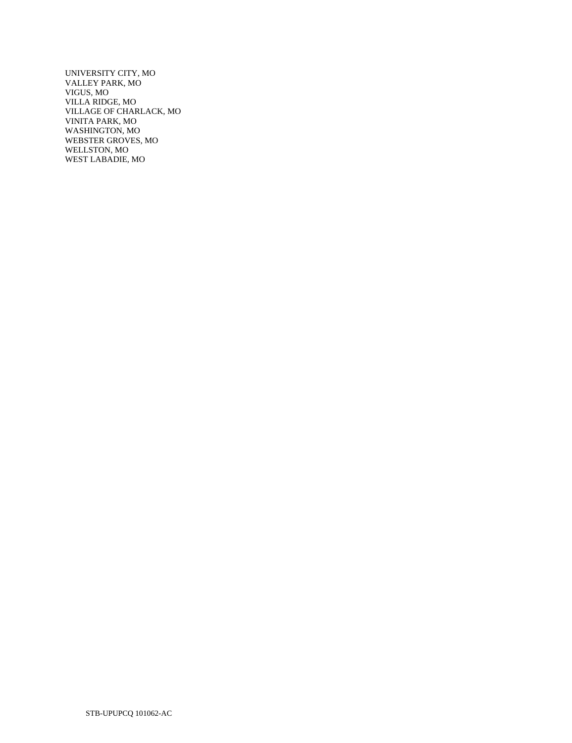UNIVERSITY CITY, MO
VALLEY PARK, MO
VIGUS, MO
VILLA RIDGE, MO
VILLAGE OF CHARLACK, MO
VINITA PARK, MO
WASHINGTON, MO
WEBSTER GROVES, MO
WELLSTON, MO
WEST LABADIE, MO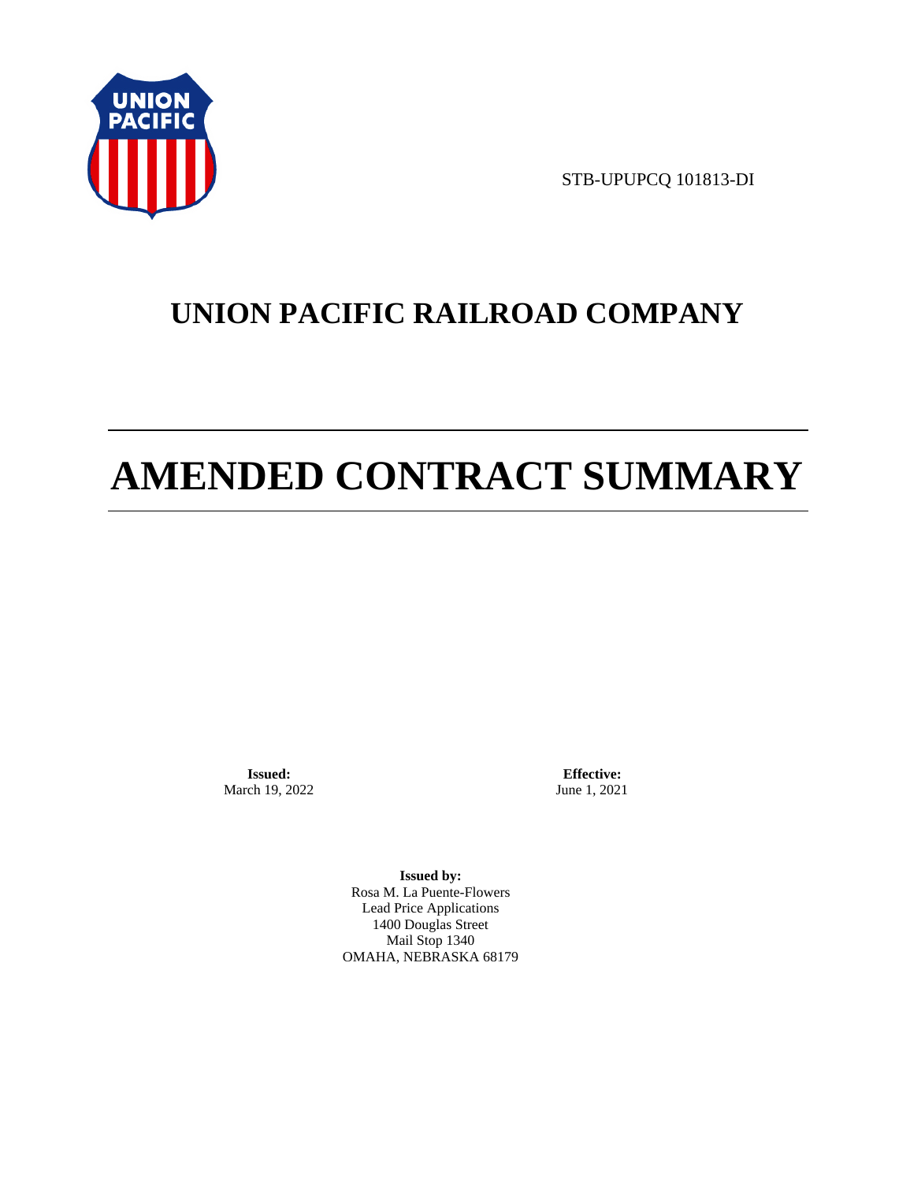STB-UPUPCQ 101813-DI

# UNION PACIFIC RAILROAD COMPANY

# AMENDED CONTRACT SUMMARY

**Issued:**
March 19, 2022

**Effective:**
June 1, 2021

**Issued by:**
Rosa M. La Puente-Flowers
Lead Price Applications
1400 Douglas Street
Mail Stop 1340
OMAHA, NEBRASKA 68179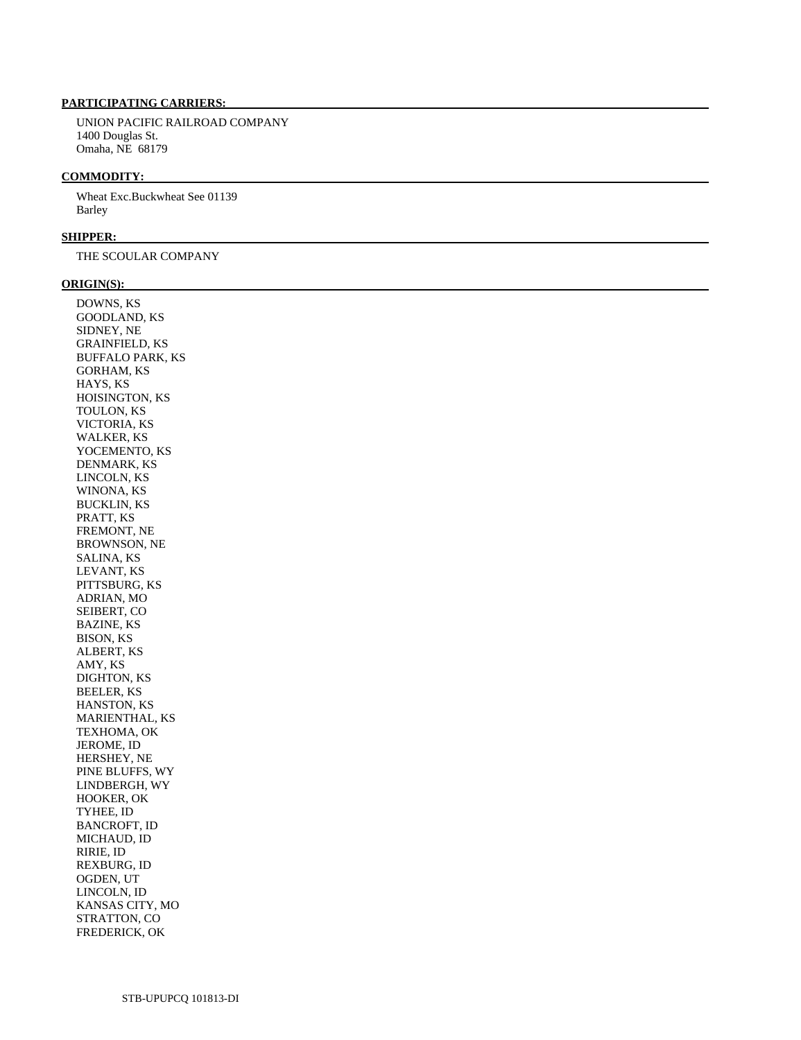**PARTICIPATING CARRIERS:**

UNION PACIFIC RAILROAD COMPANY
1400 Douglas St.
Omaha, NE 68179

**COMMODITY:**

Wheat Exc.Buckwheat See 01139
Barley

**SHIPPER:**

THE SCOULAR COMPANY

**ORIGIN(S):**

DOWNS, KS
GOODLAND, KS
SIDNEY, NE
GRAINFIELD, KS
BUFFALO PARK, KS
GORHAM, KS
HAYS, KS
HOISINGTON, KS
TOULON, KS
VICTORIA, KS
WALKER, KS
YOCEMENTO, KS
DENMARK, KS
LINCOLN, KS
WINONA, KS
BUCKLIN, KS
PRATT, KS
FREMONT, NE
BROWNSON, NE
SALINA, KS
LEVANT, KS
PITTSBURG, KS
ADRIAN, MO
SEIBERT, CO
BAZINE, KS
BISON, KS
ALBERT, KS
AMY, KS
DIGHTON, KS
BEELER, KS
HANSTON, KS
MARIENTHAL, KS
TEXHOMA, OK
JEROME, ID
HERSHEY, NE
PINE BLUFFS, WY
LINDBERGH, WY
HOOKER, OK
TYHEE, ID
BANCROFT, ID
MICHAUD, ID
RIRIE, ID
REXBURG, ID
OGDEN, UT
LINCOLN, ID
KANSAS CITY, MO
STRATTON, CO
FREDERICK, OK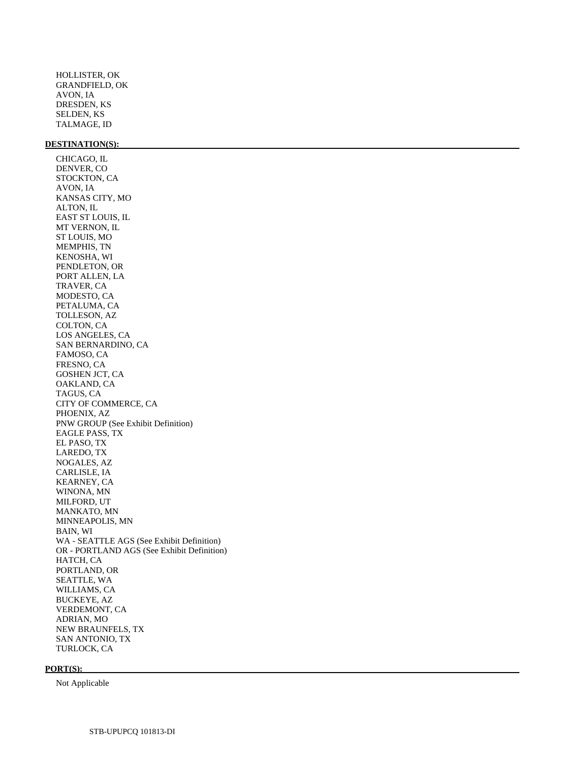HOLLISTER, OK
GRANDFIELD, OK
AVON, IA
DRESDEN, KS
SELDEN, KS
TALMAGE, ID

**DESTINATION(S):**

CHICAGO, IL
DENVER, CO
STOCKTON, CA
AVON, IA
KANSAS CITY, MO
ALTON, IL
EAST ST LOUIS, IL
MT VERNON, IL
ST LOUIS, MO
MEMPHIS, TN
KENOSHA, WI
PENDLETON, OR
PORT ALLEN, LA
TRAVER, CA
MODESTO, CA
PETALUMA, CA
TOLLESON, AZ
COLTON, CA
LOS ANGELES, CA
SAN BERNARDINO, CA
FAMOSO, CA
FRESNO, CA
GOSHEN JCT, CA
OAKLAND, CA
TAGUS, CA
CITY OF COMMERCE, CA
PHOENIX, AZ
PNW GROUP (See Exhibit Definition)
EAGLE PASS, TX
EL PASO, TX
LAREDO, TX
NOGALES, AZ
CARLISLE, IA
KEARNEY, CA
WINONA, MN
MILFORD, UT
MANKATO, MN
MINNEAPOLIS, MN
BAIN, WI
WA - SEATTLE AGS (See Exhibit Definition)
OR - PORTLAND AGS (See Exhibit Definition)
HATCH, CA
PORTLAND, OR
SEATTLE, WA
WILLIAMS, CA
BUCKEYE, AZ
VERDEMONT, CA
ADRIAN, MO
NEW BRAUNFELS, TX
SAN ANTONIO, TX
TURLOCK, CA

**PORT(S):**

Not Applicable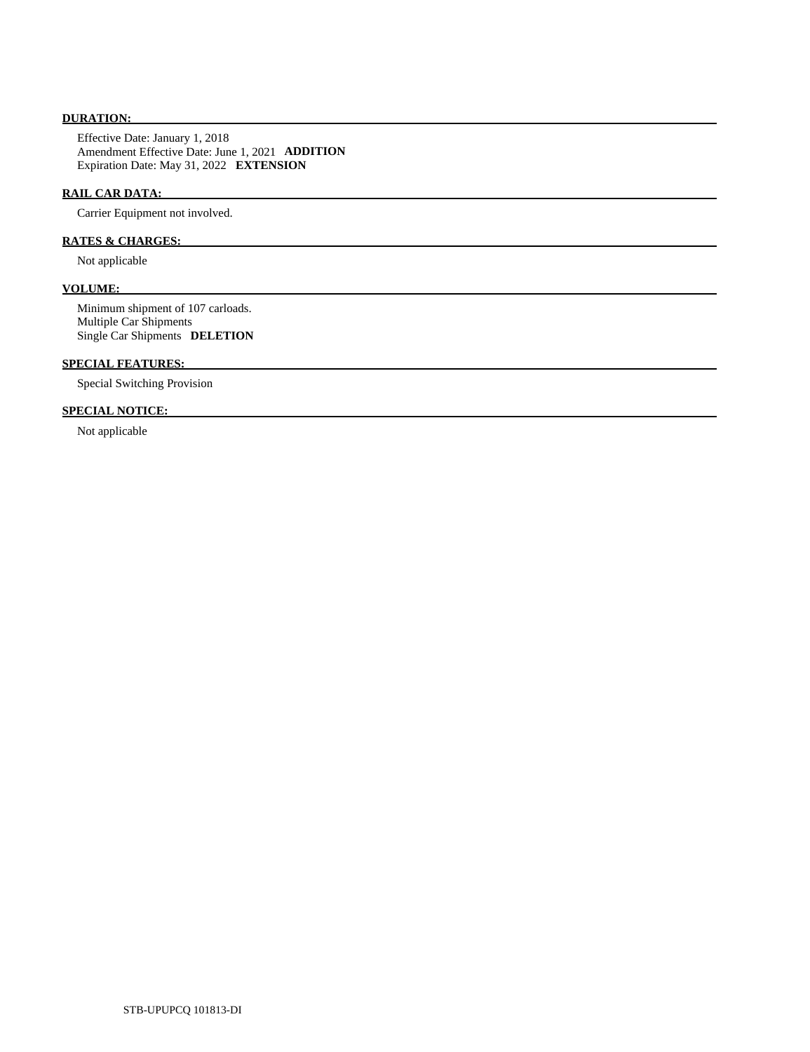**DURATION:**

Effective Date: January 1, 2018
Amendment Effective Date: June 1, 2021 **ADDITION**
Expiration Date: May 31, 2022 **EXTENSION**

**RAIL CAR DATA:**

Carrier Equipment not involved.

**RATES & CHARGES:**

Not applicable

**VOLUME:**

Minimum shipment of 107 carloads.
Multiple Car Shipments
Single Car Shipments **DELETION**

**SPECIAL FEATURES:**

Special Switching Provision

**SPECIAL NOTICE:**

Not applicable

STB-UPUPCQ 101813-DI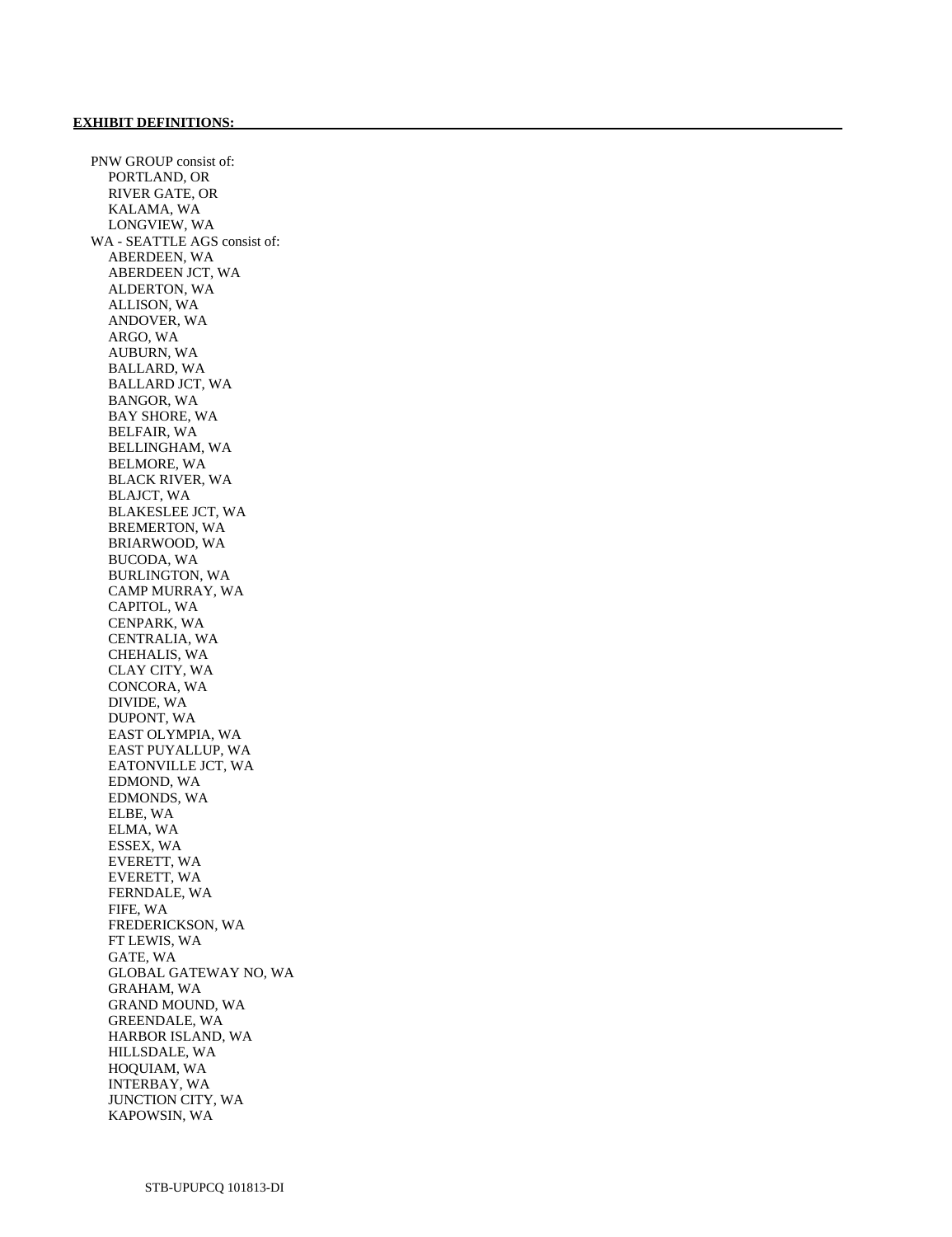**EXHIBIT DEFINITIONS:**

PNW GROUP consist of:
- PORTLAND, OR
- RIVER GATE, OR
- KALAMA, WA
- LONGVIEW, WA

WA - SEATTLE AGS consist of:
- ABERDEEN, WA
- ABERDEEN JCT, WA
- ALDERTON, WA
- ALLISON, WA
- ANDOVER, WA
- ARGO, WA
- AUBURN, WA
- BALLARD, WA
- BALLARD JCT, WA
- BANGOR, WA
- BAY SHORE, WA
- BELFAIR, WA
- BELLINGHAM, WA
- BELMORE, WA
- BLACK RIVER, WA
- BLAJCT, WA
- BLAKESLEE JCT, WA
- BREMERTON, WA
- BRIARWOOD, WA
- BUCODA, WA
- BURLINGTON, WA
- CAMP MURRAY, WA
- CAPITOL, WA
- CENPARK, WA
- CENTRALIA, WA
- CHEHALIS, WA
- CLAY CITY, WA
- CONCORA, WA
- DIVIDE, WA
- DUPONT, WA
- EAST OLYMPIA, WA
- EAST PUYALLUP, WA
- EATONVILLE JCT, WA
- EDMOND, WA
- EDMONDS, WA
- ELBE, WA
- ELMA, WA
- ESSEX, WA
- EVERETT, WA
- EVERETT, WA
- FERNDALE, WA
- FIFE, WA
- FREDERICKSON, WA
- FT LEWIS, WA
- GATE, WA
- GLOBAL GATEWAY NO, WA
- GRAHAM, WA
- GRAND MOUND, WA
- GREENDALE, WA
- HARBOR ISLAND, WA
- HILLSDALE, WA
- HOQUIAM, WA
- INTERBAY, WA
- JUNCTION CITY, WA
- KAPOWSIN, WA

STB-UPUPCQ 101813-DI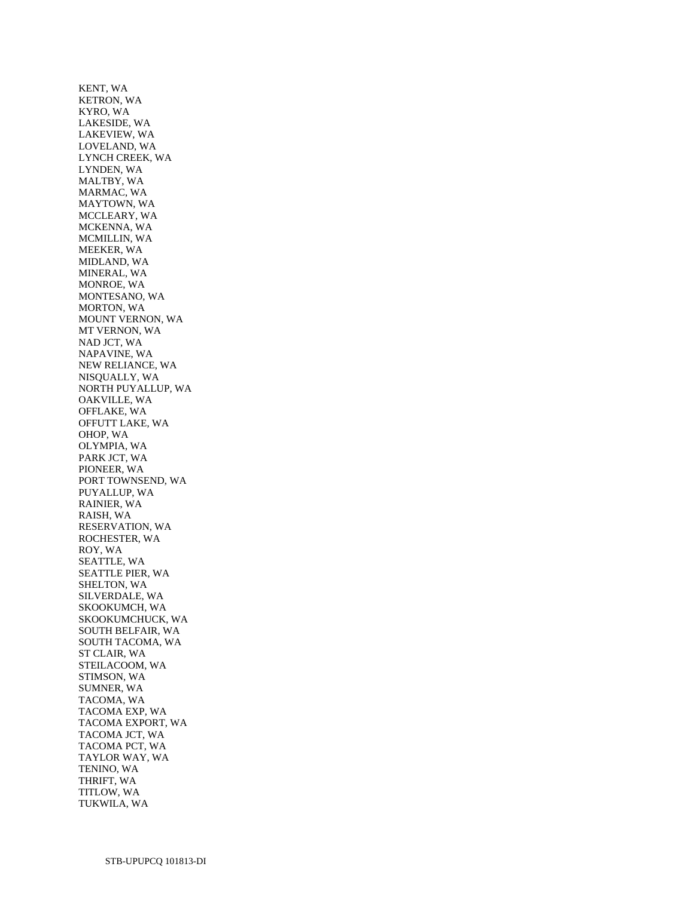KENT, WA
KETRON, WA
KYRO, WA
LAKESIDE, WA
LAKEVIEW, WA
LOVELAND, WA
LYNCH CREEK, WA
LYNDEN, WA
MALTBY, WA
MARMAC, WA
MAYTOWN, WA
MCCLEARY, WA
MCKENNA, WA
MCMILLIN, WA
MEEKER, WA
MIDLAND, WA
MINERAL, WA
MONROE, WA
MONTESANO, WA
MORTON, WA
MOUNT VERNON, WA
MT VERNON, WA
NAD JCT, WA
NAPAVINE, WA
NEW RELIANCE, WA
NISQUALLY, WA
NORTH PUYALLUP, WA
OAKVILLE, WA
OFFLAKE, WA
OFFUTT LAKE, WA
OHOP, WA
OLYMPIA, WA
PARK JCT, WA
PIONEER, WA
PORT TOWNSEND, WA
PUYALLUP, WA
RAINIER, WA
RAISH, WA
RESERVATION, WA
ROCHESTER, WA
ROY, WA
SEATTLE, WA
SEATTLE PIER, WA
SHELTON, WA
SILVERDALE, WA
SKOOKUMCH, WA
SKOOKUMCHUCK, WA
SOUTH BELFAIR, WA
SOUTH TACOMA, WA
ST CLAIR, WA
STEILACOOM, WA
STIMSON, WA
SUMNER, WA
TACOMA, WA
TACOMA EXP, WA
TACOMA EXPORT, WA
TACOMA JCT, WA
TACOMA PCT, WA
TAYLOR WAY, WA
TENINO, WA
THRIFT, WA
TITLOW, WA
TUKWILA, WA

STB-UPUPCQ 101813-DI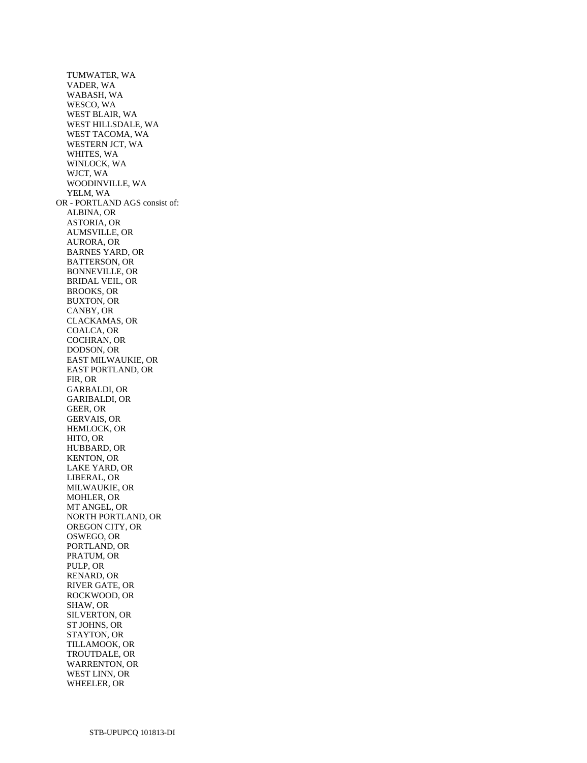TUMWATER, WA
VADER, WA
WABASH, WA
WESCO, WA
WEST BLAIR, WA
WEST HILLSDALE, WA
WEST TACOMA, WA
WESTERN JCT, WA
WHITES, WA
WINLOCK, WA
WJCT, WA
WOODINVILLE, WA
YELM, WA

OR - PORTLAND AGS consist of:

ALBINA, OR
ASTORIA, OR
AUMSVILLE, OR
AURORA, OR
BARNES YARD, OR
BATTERSON, OR
BONNEVILLE, OR
BRIDAL VEIL, OR
BROOKS, OR
BUXTON, OR
CANBY, OR
CLACKAMAS, OR
COALCA, OR
COCHRAN, OR
DODSON, OR
EAST MILWAUKIE, OR
EAST PORTLAND, OR
FIR, OR
GARBALDI, OR
GARIBALDI, OR
GEER, OR
GERVAIS, OR
HEMLOCK, OR
HITO, OR
HUBBARD, OR
KENTON, OR
LAKE YARD, OR
LIBERAL, OR
MILWAUKIE, OR
MOHLER, OR
MT ANGEL, OR
NORTH PORTLAND, OR
OREGON CITY, OR
OSWEGO, OR
PORTLAND, OR
PRATUM, OR
PULP, OR
RENARD, OR
RIVER GATE, OR
ROCKWOOD, OR
SHAW, OR
SILVERTON, OR
ST JOHNS, OR
STAYTON, OR
TILLAMOOK, OR
TROUTDALE, OR
WARRENTON, OR
WEST LINN, OR
WHEELER, OR

STB-UPUPCQ 101813-DI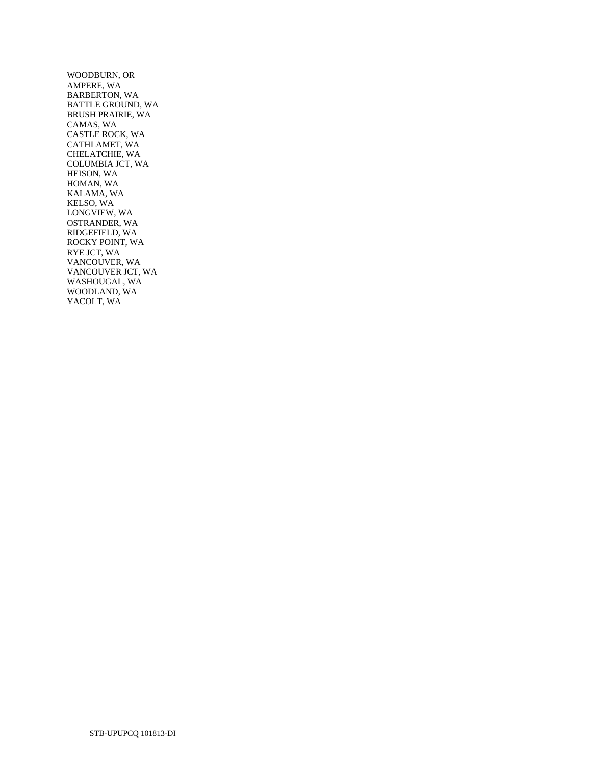WOODBURN, OR
AMPERE, WA
BARBERTON, WA
BATTLE GROUND, WA
BRUSH PRAIRIE, WA
CAMAS, WA
CASTLE ROCK, WA
CATHLAMET, WA
CHELATCHIE, WA
COLUMBIA JCT, WA
HEISON, WA
HOMAN, WA
KALAMA, WA
KELSO, WA
LONGVIEW, WA
OSTRANDER, WA
RIDGEFIELD, WA
ROCKY POINT, WA
RYE JCT, WA
VANCOUVER, WA
VANCOUVER JCT, WA
WASHOUGAL, WA
WOODLAND, WA
YACOLT, WA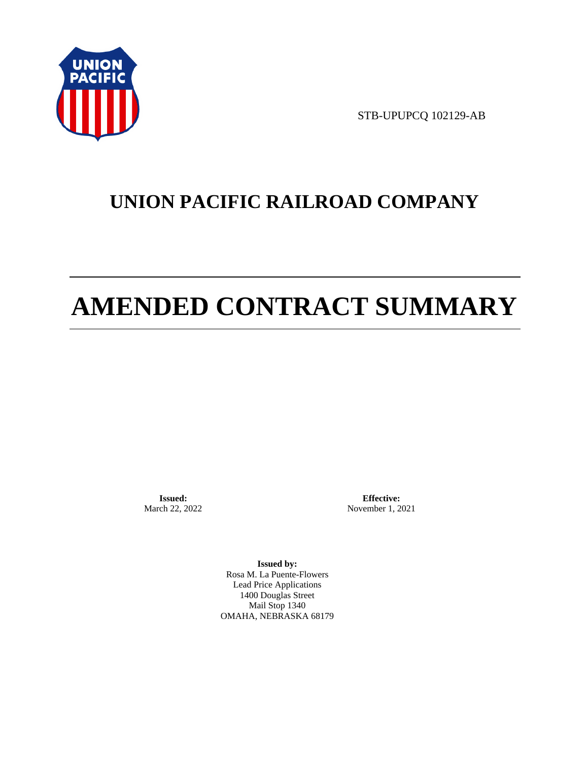STB-UPUPCQ 102129-AB

# UNION PACIFIC RAILROAD COMPANY

# AMENDED CONTRACT SUMMARY

**Issued:**
March 22, 2022

**Effective:**
November 1, 2021

**Issued by:**
Rosa M. La Puente-Flowers
Lead Price Applications
1400 Douglas Street
Mail Stop 1340
OMAHA, NEBRASKA 68179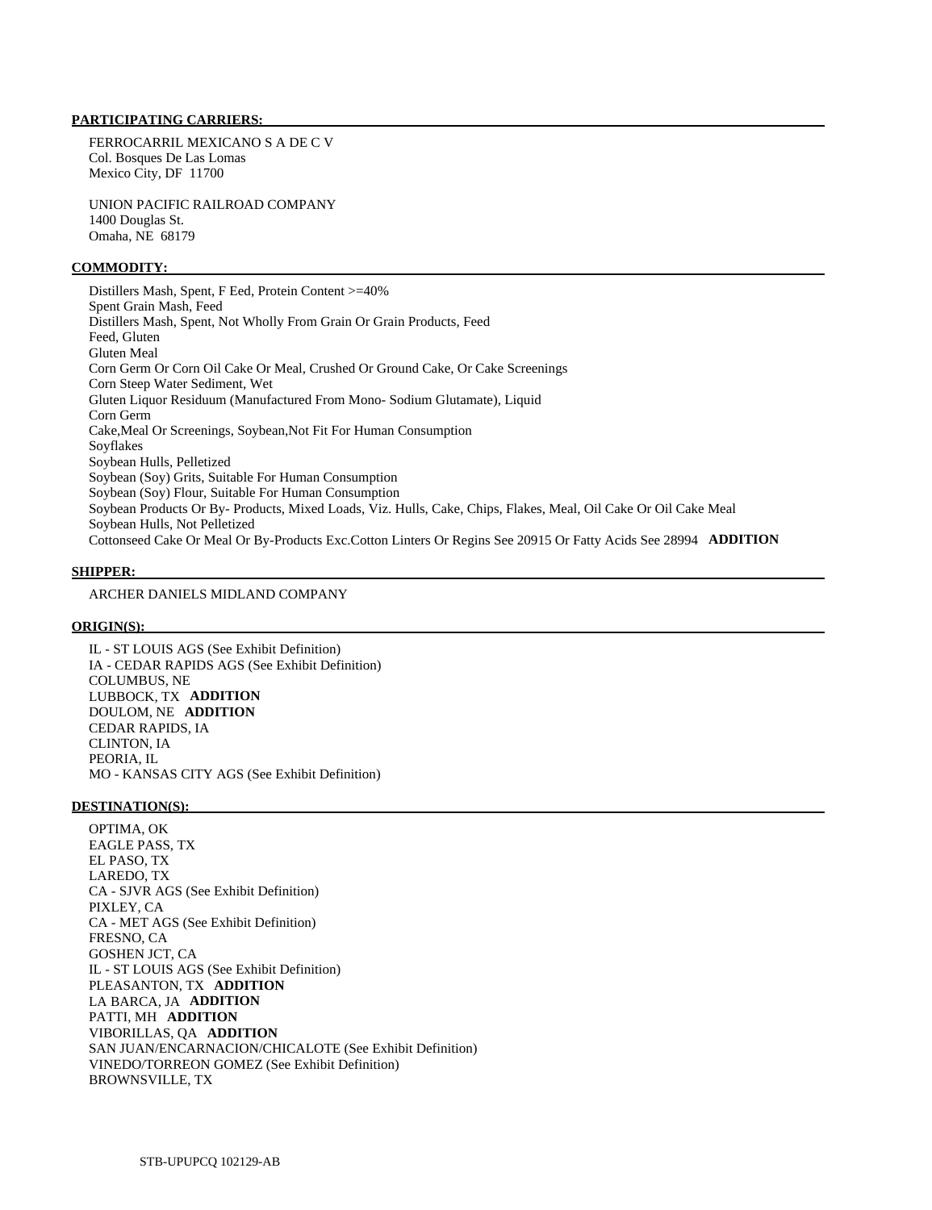**PARTICIPATING CARRIERS:**

FERROCARRIL MEXICANO S A DE C V
Col. Bosques De Las Lomas
Mexico City, DF 11700

UNION PACIFIC RAILROAD COMPANY
1400 Douglas St.
Omaha, NE 68179

**COMMODITY:**

Distillers Mash, Spent, F Eed, Protein Content >=40%
Spent Grain Mash, Feed
Distillers Mash, Spent, Not Wholly From Grain Or Grain Products, Feed
Feed, Gluten
Gluten Meal
Corn Germ Or Corn Oil Cake Or Meal, Crushed Or Ground Cake, Or Cake Screenings
Corn Steep Water Sediment, Wet
Gluten Liquor Residuum (Manufactured From Mono- Sodium Glutamate), Liquid
Corn Germ
Cake,Meal Or Screenings, Soybean,Not Fit For Human Consumption
Soyflakes
Soybean Hulls, Pelletized
Soybean (Soy) Grits, Suitable For Human Consumption
Soybean (Soy) Flour, Suitable For Human Consumption
Soybean Products Or By- Products, Mixed Loads, Viz. Hulls, Cake, Chips, Flakes, Meal, Oil Cake Or Oil Cake Meal
Soybean Hulls, Not Pelletized
Cottonseed Cake Or Meal Or By-Products Exc.Cotton Linters Or Regins See 20915 Or Fatty Acids See 28994 **ADDITION**

**SHIPPER:**

ARCHER DANIELS MIDLAND COMPANY

**ORIGIN(S):**

IL - ST LOUIS AGS (See Exhibit Definition)
IA - CEDAR RAPIDS AGS (See Exhibit Definition)
COLUMBUS, NE
LUBBOCK, TX **ADDITION**
DOULOM, NE **ADDITION**
CEDAR RAPIDS, IA
CLINTON, IA
PEORIA, IL
MO - KANSAS CITY AGS (See Exhibit Definition)

**DESTINATION(S):**

OPTIMA, OK
EAGLE PASS, TX
EL PASO, TX
LAREDO, TX
CA - SJVR AGS (See Exhibit Definition)
PIXLEY, CA
CA - MET AGS (See Exhibit Definition)
FRESNO, CA
GOSHEN JCT, CA
IL - ST LOUIS AGS (See Exhibit Definition)
PLEASANTON, TX **ADDITION**
LA BARCA, JA **ADDITION**
PATTI, MH **ADDITION**
VIBORILLAS, QA **ADDITION**
SAN JUAN/ENCARNACION/CHICALOTE (See Exhibit Definition)
VINEDO/TORREON GOMEZ (See Exhibit Definition)
BROWNSVILLE, TX

STB-UPUPCQ 102129-AB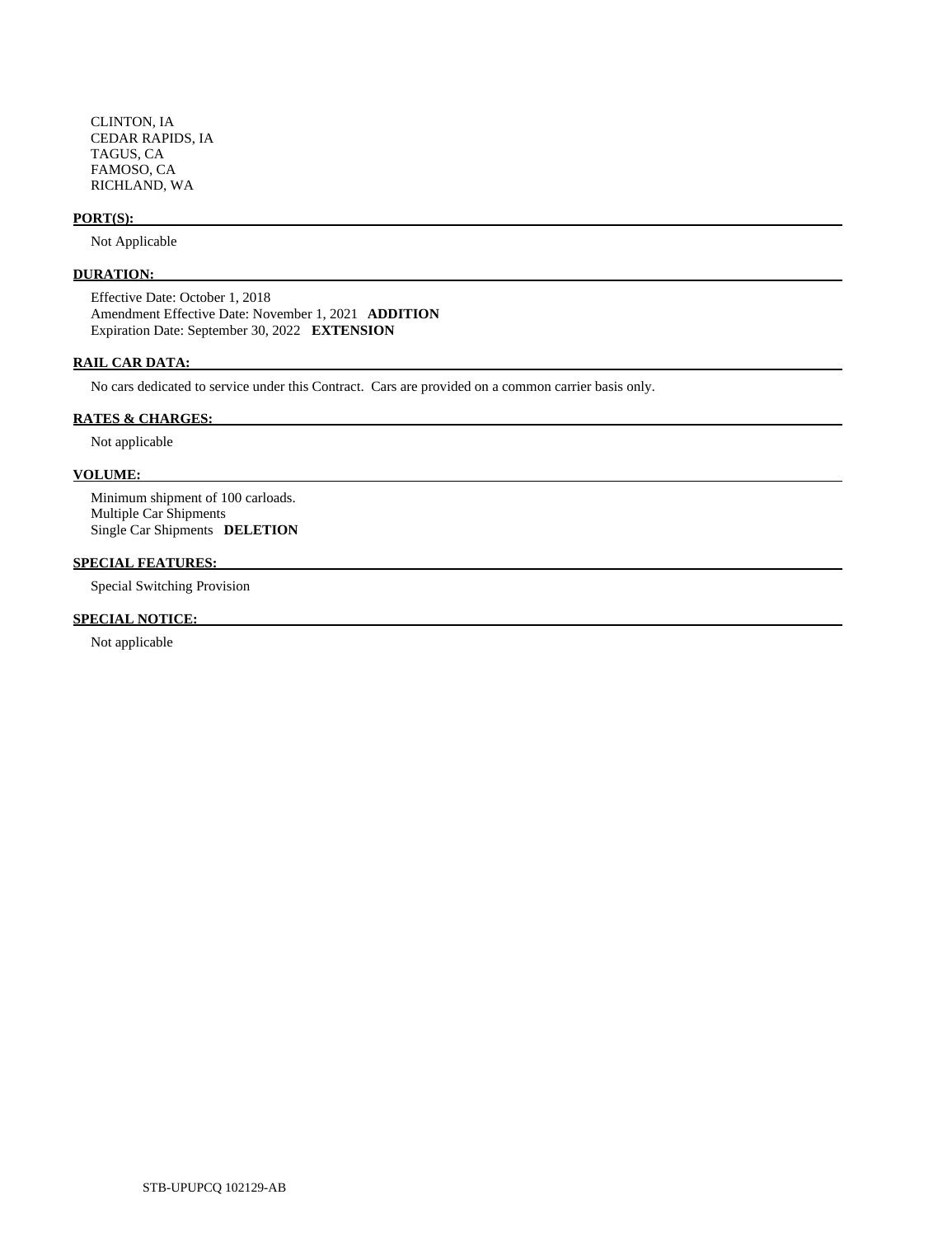CLINTON, IA
CEDAR RAPIDS, IA
TAGUS, CA
FAMOSO, CA
RICHLAND, WA

**PORT(S):**

Not Applicable

**DURATION:**

Effective Date: October 1, 2018
Amendment Effective Date: November 1, 2021 **ADDITION**
Expiration Date: September 30, 2022 **EXTENSION**

**RAIL CAR DATA:**

No cars dedicated to service under this Contract. Cars are provided on a common carrier basis only.

**RATES & CHARGES:**

Not applicable

**VOLUME:**

Minimum shipment of 100 carloads.
Multiple Car Shipments
Single Car Shipments **DELETION**

**SPECIAL FEATURES:**

Special Switching Provision

**SPECIAL NOTICE:**

Not applicable

STB-UPUPCQ 102129-AB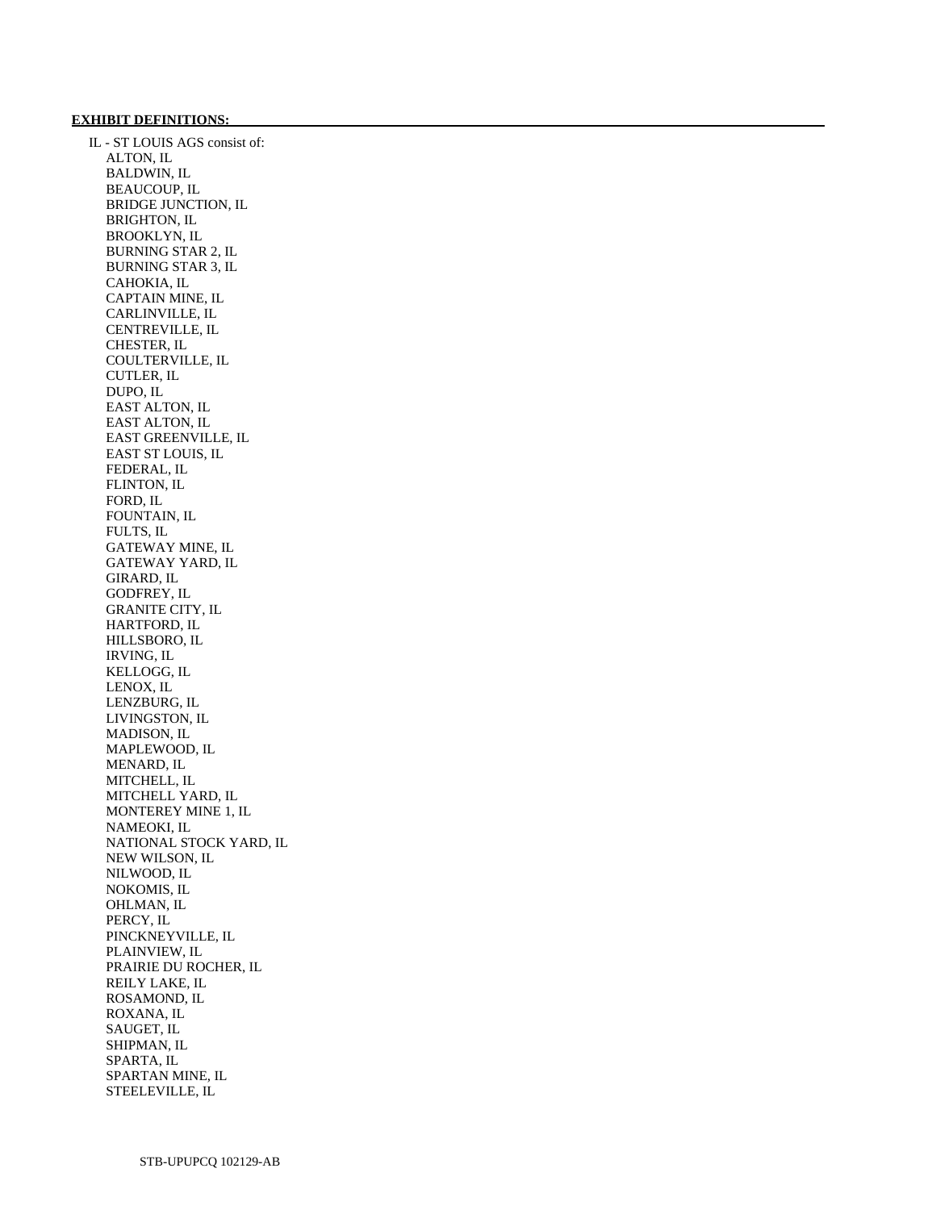**EXHIBIT DEFINITIONS:**

IL - ST LOUIS AGS consist of:

- ALTON, IL
- BALDWIN, IL
- BEAUCOUP, IL
- BRIDGE JUNCTION, IL
- BRIGHTON, IL
- BROOKLYN, IL
- BURNING STAR 2, IL
- BURNING STAR 3, IL
- CAHOKIA, IL
- CAPTAIN MINE, IL
- CARLINVILLE, IL
- CENTREVILLE, IL
- CHESTER, IL
- COULTERVILLE, IL
- CUTLER, IL
- DUPO, IL
- EAST ALTON, IL
- EAST ALTON, IL
- EAST GREENVILLE, IL
- EAST ST LOUIS, IL
- FEDERAL, IL
- FLINTON, IL
- FORD, IL
- FOUNTAIN, IL
- FULTS, IL
- GATEWAY MINE, IL
- GATEWAY YARD, IL
- GIRARD, IL
- GODFREY, IL
- GRANITE CITY, IL
- HARTFORD, IL
- HILLSBORO, IL
- IRVING, IL
- KELLOGG, IL
- LENOX, IL
- LENZBURG, IL
- LIVINGSTON, IL
- MADISON, IL
- MAPLEWOOD, IL
- MENARD, IL
- MITCHELL, IL
- MITCHELL YARD, IL
- MONTEREY MINE 1, IL
- NAMEOKI, IL
- NATIONAL STOCK YARD, IL
- NEW WILSON, IL
- NILWOOD, IL
- NOKOMIS, IL
- OHLMAN, IL
- PERCY, IL
- PINCKNEYVILLE, IL
- PLAINVIEW, IL
- PRAIRIE DU ROCHER, IL
- REILY LAKE, IL
- ROSAMOND, IL
- ROXANA, IL
- SAUGET, IL
- SHIPMAN, IL
- SPARTA, IL
- SPARTAN MINE, IL
- STEELEVILLE, IL

STB-UPUPCQ 102129-AB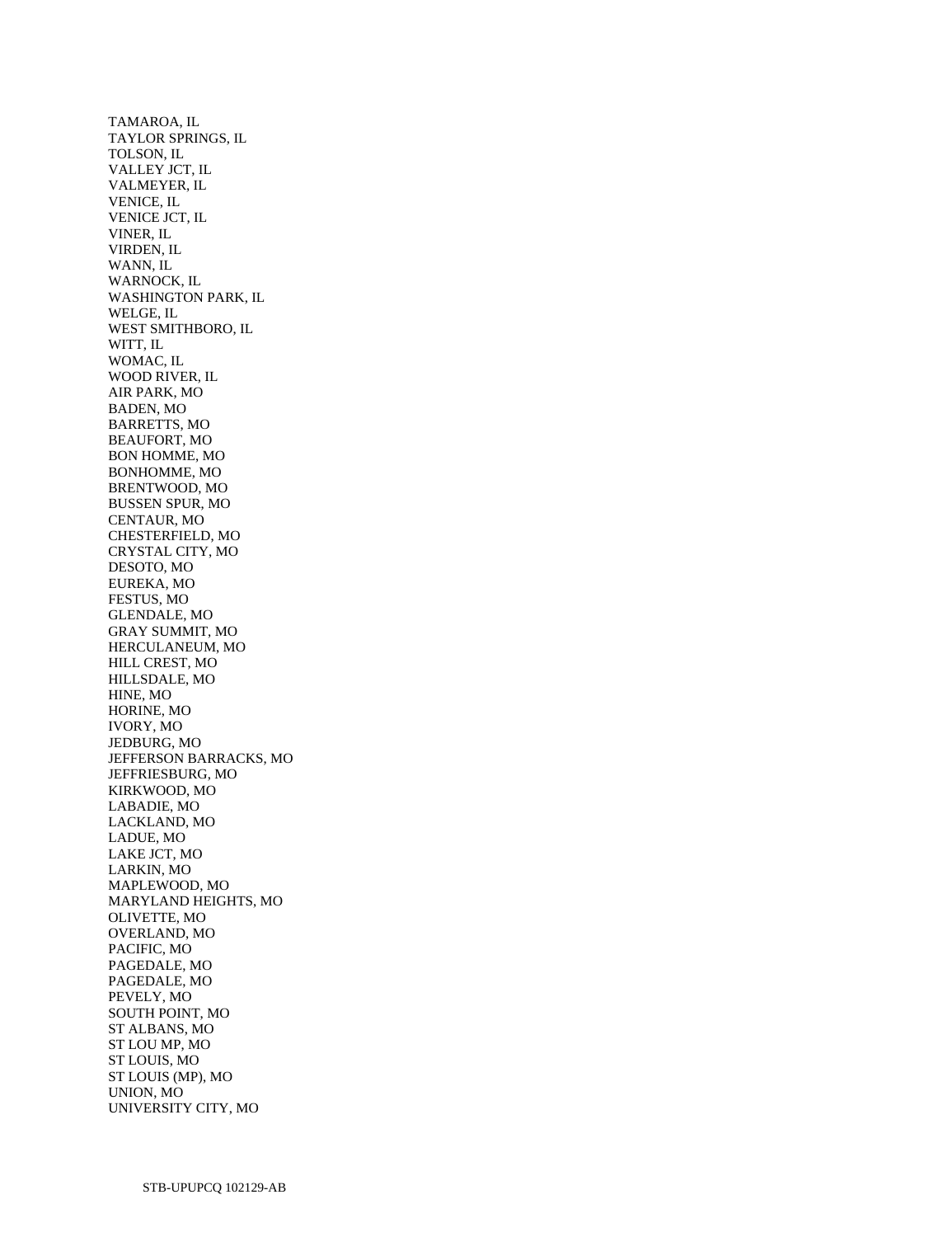TAMAROA, IL
TAYLOR SPRINGS, IL
TOLSON, IL
VALLEY JCT, IL
VALMEYER, IL
VENICE, IL
VENICE JCT, IL
VINER, IL
VIRDEN, IL
WANN, IL
WARNOCK, IL
WASHINGTON PARK, IL
WELGE, IL
WEST SMITHBORO, IL
WITT, IL
WOMAC, IL
WOOD RIVER, IL
AIR PARK, MO
BADEN, MO
BARRETTS, MO
BEAUFORT, MO
BON HOMME, MO
BONHOMME, MO
BRENTWOOD, MO
BUSSEN SPUR, MO
CENTAUR, MO
CHESTERFIELD, MO
CRYSTAL CITY, MO
DESOTO, MO
EUREKA, MO
FESTUS, MO
GLENDALE, MO
GRAY SUMMIT, MO
HERCULANEUM, MO
HILL CREST, MO
HILLSDALE, MO
HINE, MO
HORINE, MO
IVORY, MO
JEDBURG, MO
JEFFERSON BARRACKS, MO
JEFFRIESBURG, MO
KIRKWOOD, MO
LABADIE, MO
LACKLAND, MO
LADUE, MO
LAKE JCT, MO
LARKIN, MO
MAPLEWOOD, MO
MARYLAND HEIGHTS, MO
OLIVETTE, MO
OVERLAND, MO
PACIFIC, MO
PAGEDALE, MO
PAGEDALE, MO
PEVELY, MO
SOUTH POINT, MO
ST ALBANS, MO
ST LOU MP, MO
ST LOUIS, MO
ST LOUIS (MP), MO
UNION, MO
UNIVERSITY CITY, MO

STB-UPUPCQ 102129-AB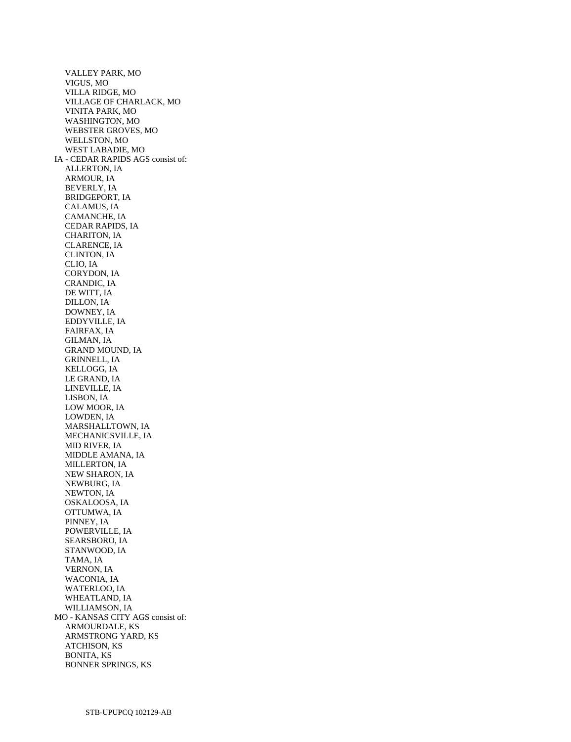VALLEY PARK, MO
VIGUS, MO
VILLA RIDGE, MO
VILLAGE OF CHARLACK, MO
VINITA PARK, MO
WASHINGTON, MO
WEBSTER GROVES, MO
WELLSTON, MO
WEST LABADIE, MO

IA - CEDAR RAPIDS AGS consist of:
ALLERTON, IA
ARMOUR, IA
BEVERLY, IA
BRIDGEPORT, IA
CALAMUS, IA
CAMANCHE, IA
CEDAR RAPIDS, IA
CHARITON, IA
CLARENCE, IA
CLINTON, IA
CLIO, IA
CORYDON, IA
CRANDIC, IA
DE WITT, IA
DILLON, IA
DOWNEY, IA
EDDYVILLE, IA
FAIRFAX, IA
GILMAN, IA
GRAND MOUND, IA
GRINNELL, IA
KELLOGG, IA
LE GRAND, IA
LINEVILLE, IA
LISBON, IA
LOW MOOR, IA
LOWDEN, IA
MARSHALLTOWN, IA
MECHANICSVILLE, IA
MID RIVER, IA
MIDDLE AMANA, IA
MILLERTON, IA
NEW SHARON, IA
NEWBURG, IA
NEWTON, IA
OSKALOOSA, IA
OTTUMWA, IA
PINNEY, IA
POWERVILLE, IA
SEARSBORO, IA
STANWOOD, IA
TAMA, IA
VERNON, IA
WACONIA, IA
WATERLOO, IA
WHEATLAND, IA
WILLIAMSON, IA

MO - KANSAS CITY AGS consist of:
ARMOURDALE, KS
ARMSTRONG YARD, KS
ATCHISON, KS
BONITA, KS
BONNER SPRINGS, KS

STB-UPUPCQ 102129-AB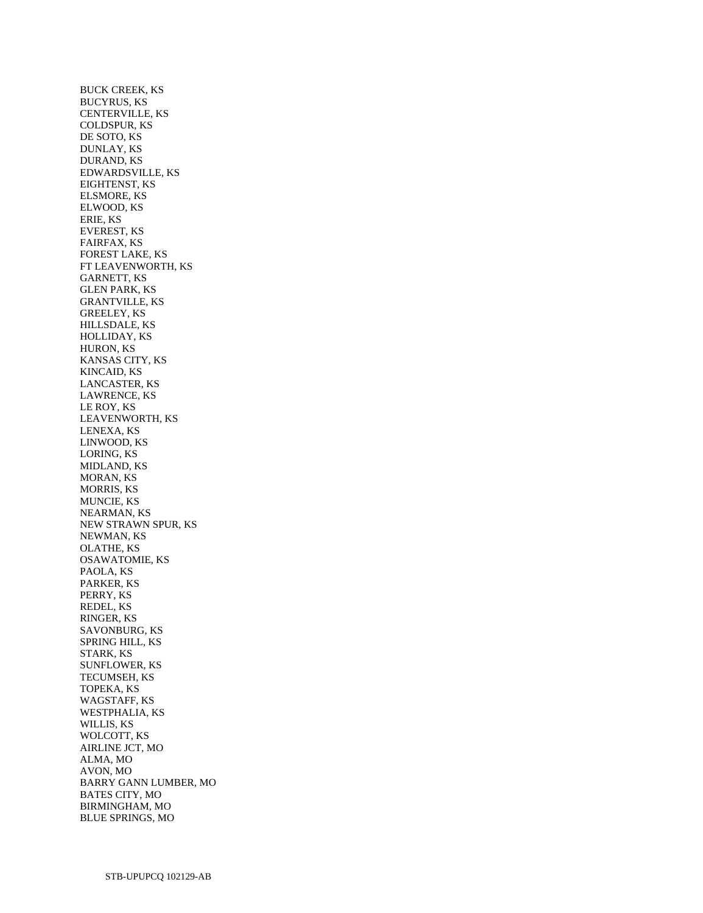BUCK CREEK, KS
BUCYRUS, KS
CENTERVILLE, KS
COLDSPUR, KS
DE SOTO, KS
DUNLAY, KS
DURAND, KS
EDWARDSVILLE, KS
EIGHTENST, KS
ELSMORE, KS
ELWOOD, KS
ERIE, KS
EVEREST, KS
FAIRFAX, KS
FOREST LAKE, KS
FT LEAVENWORTH, KS
GARNETT, KS
GLEN PARK, KS
GRANTVILLE, KS
GREELEY, KS
HILLSDALE, KS
HOLLIDAY, KS
HURON, KS
KANSAS CITY, KS
KINCAID, KS
LANCASTER, KS
LAWRENCE, KS
LE ROY, KS
LEAVENWORTH, KS
LENEXA, KS
LINWOOD, KS
LORING, KS
MIDLAND, KS
MORAN, KS
MORRIS, KS
MUNCIE, KS
NEARMAN, KS
NEW STRAWN SPUR, KS
NEWMAN, KS
OLATHE, KS
OSAWATOMIE, KS
PAOLA, KS
PARKER, KS
PERRY, KS
REDEL, KS
RINGER, KS
SAVONBURG, KS
SPRING HILL, KS
STARK, KS
SUNFLOWER, KS
TECUMSEH, KS
TOPEKA, KS
WAGSTAFF, KS
WESTPHALIA, KS
WILLIS, KS
WOLCOTT, KS
AIRLINE JCT, MO
ALMA, MO
AVON, MO
BARRY GANN LUMBER, MO
BATES CITY, MO
BIRMINGHAM, MO
BLUE SPRINGS, MO

STB-UPUPCQ 102129-AB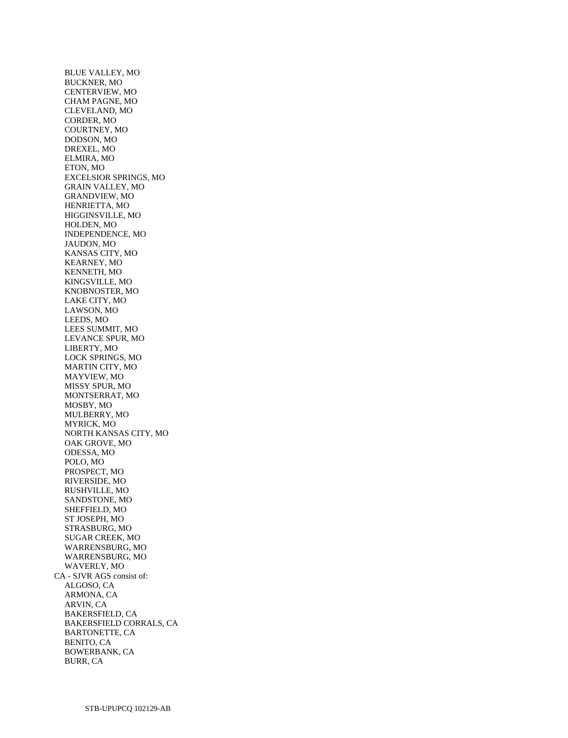BLUE VALLEY, MO
BUCKNER, MO
CENTERVIEW, MO
CHAM PAGNE, MO
CLEVELAND, MO
CORDER, MO
COURTNEY, MO
DODSON, MO
DREXEL, MO
ELMIRA, MO
ETON, MO
EXCELSIOR SPRINGS, MO
GRAIN VALLEY, MO
GRANDVIEW, MO
HENRIETTA, MO
HIGGINSVILLE, MO
HOLDEN, MO
INDEPENDENCE, MO
JAUDON, MO
KANSAS CITY, MO
KEARNEY, MO
KENNETH, MO
KINGSVILLE, MO
KNOBNOSTER, MO
LAKE CITY, MO
LAWSON, MO
LEEDS, MO
LEES SUMMIT, MO
LEVANCE SPUR, MO
LIBERTY, MO
LOCK SPRINGS, MO
MARTIN CITY, MO
MAYVIEW, MO
MISSY SPUR, MO
MONTSERRAT, MO
MOSBY, MO
MULBERRY, MO
MYRICK, MO
NORTH KANSAS CITY, MO
OAK GROVE, MO
ODESSA, MO
POLO, MO
PROSPECT, MO
RIVERSIDE, MO
RUSHVILLE, MO
SANDSTONE, MO
SHEFFIELD, MO
ST JOSEPH, MO
STRASBURG, MO
SUGAR CREEK, MO
WARRENSBURG, MO
WARRENSBURG, MO
WAVERLY, MO

CA - SJVR AGS consist of:

ALGOSO, CA
ARMONA, CA
ARVIN, CA
BAKERSFIELD, CA
BAKERSFIELD CORRALS, CA
BARTONETTE, CA
BENITO, CA
BOWERBANK, CA
BURR, CA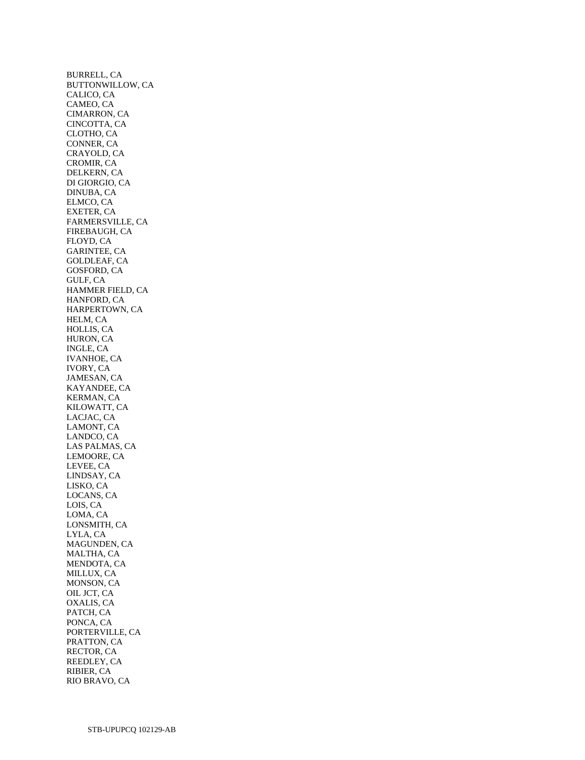BURRELL, CA
BUTTONWILLOW, CA
CALICO, CA
CAMEO, CA
CIMARRON, CA
CINCOTTA, CA
CLOTHO, CA
CONNER, CA
CRAYOLD, CA
CROMIR, CA
DELKERN, CA
DI GIORGIO, CA
DINUBA, CA
ELMCO, CA
EXETER, CA
FARMERSVILLE, CA
FIREBAUGH, CA
FLOYD, CA
GARINTEE, CA
GOLDLEAF, CA
GOSFORD, CA
GULF, CA
HAMMER FIELD, CA
HANFORD, CA
HARPERTOWN, CA
HELM, CA
HOLLIS, CA
HURON, CA
INGLE, CA
IVANHOE, CA
IVORY, CA
JAMESAN, CA
KAYANDEE, CA
KERMAN, CA
KILOWATT, CA
LACJAC, CA
LAMONT, CA
LANDCO, CA
LAS PALMAS, CA
LEMOORE, CA
LEVEE, CA
LINDSAY, CA
LISKO, CA
LOCANS, CA
LOIS, CA
LOMA, CA
LONSMITH, CA
LYLA, CA
MAGUNDEN, CA
MALTHA, CA
MENDOTA, CA
MILLUX, CA
MONSON, CA
OIL JCT, CA
OXALIS, CA
PATCH, CA
PONCA, CA
PORTERVILLE, CA
PRATTON, CA
RECTOR, CA
REEDLEY, CA
RIBIER, CA
RIO BRAVO, CA

STB-UPUPCQ 102129-AB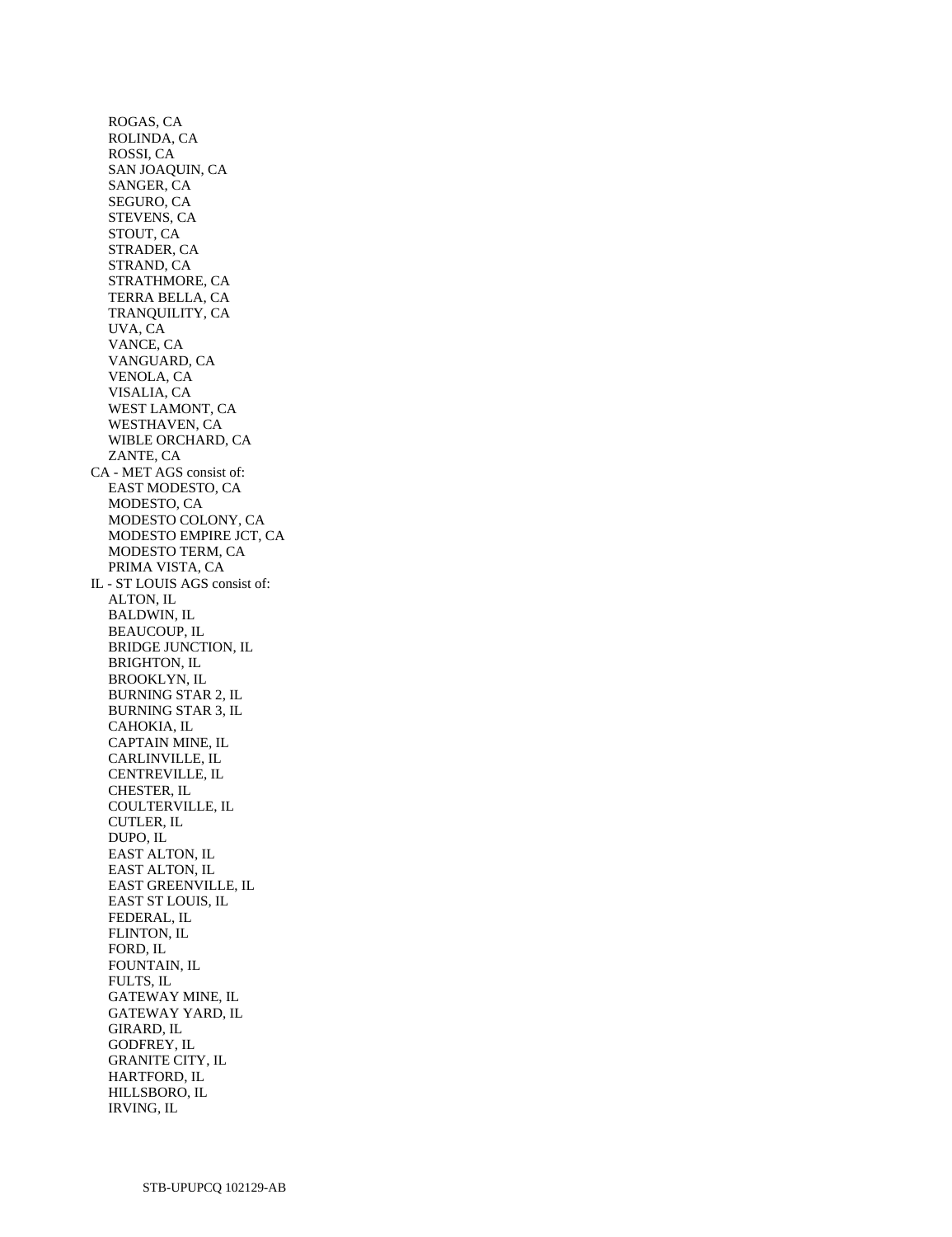ROGAS, CA
ROLINDA, CA
ROSSI, CA
SAN JOAQUIN, CA
SANGER, CA
SEGURO, CA
STEVENS, CA
STOUT, CA
STRADER, CA
STRAND, CA
STRATHMORE, CA
TERRA BELLA, CA
TRANQUILITY, CA
UVA, CA
VANCE, CA
VANGUARD, CA
VENOLA, CA
VISALIA, CA
WEST LAMONT, CA
WESTHAVEN, CA
WIBLE ORCHARD, CA
ZANTE, CA

CA - MET AGS consist of:

EAST MODESTO, CA
MODESTO, CA
MODESTO COLONY, CA
MODESTO EMPIRE JCT, CA
MODESTO TERM, CA
PRIMA VISTA, CA

IL - ST LOUIS AGS consist of:

ALTON, IL
BALDWIN, IL
BEAUCOUP, IL
BRIDGE JUNCTION, IL
BRIGHTON, IL
BROOKLYN, IL
BURNING STAR 2, IL
BURNING STAR 3, IL
CAHOKIA, IL
CAPTAIN MINE, IL
CARLINVILLE, IL
CENTREVILLE, IL
CHESTER, IL
COULTERVILLE, IL
CUTLER, IL
DUPO, IL
EAST ALTON, IL
EAST ALTON, IL
EAST GREENVILLE, IL
EAST ST LOUIS, IL
FEDERAL, IL
FLINTON, IL
FORD, IL
FOUNTAIN, IL
FULTS, IL
GATEWAY MINE, IL
GATEWAY YARD, IL
GIRARD, IL
GODFREY, IL
GRANITE CITY, IL
HARTFORD, IL
HILLSBORO, IL
IRVING, IL

STB-UPUPCQ 102129-AB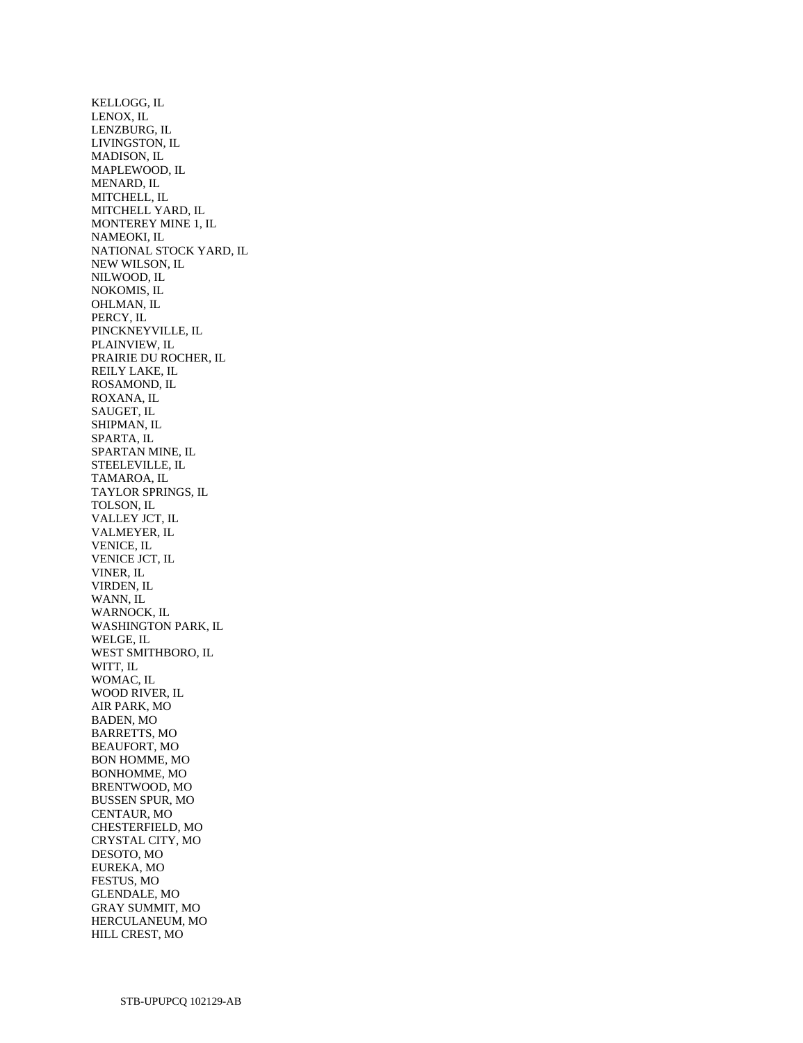KELLOGG, IL
LENOX, IL
LENZBURG, IL
LIVINGSTON, IL
MADISON, IL
MAPLEWOOD, IL
MENARD, IL
MITCHELL, IL
MITCHELL YARD, IL
MONTEREY MINE 1, IL
NAMEOKI, IL
NATIONAL STOCK YARD, IL
NEW WILSON, IL
NILWOOD, IL
NOKOMIS, IL
OHLMAN, IL
PERCY, IL
PINCKNEYVILLE, IL
PLAINVIEW, IL
PRAIRIE DU ROCHER, IL
REILY LAKE, IL
ROSAMOND, IL
ROXANA, IL
SAUGET, IL
SHIPMAN, IL
SPARTA, IL
SPARTAN MINE, IL
STEELEVILLE, IL
TAMAROA, IL
TAYLOR SPRINGS, IL
TOLSON, IL
VALLEY JCT, IL
VALMEYER, IL
VENICE, IL
VENICE JCT, IL
VINER, IL
VIRDEN, IL
WANN, IL
WARNOCK, IL
WASHINGTON PARK, IL
WELGE, IL
WEST SMITHBORO, IL
WITT, IL
WOMAC, IL
WOOD RIVER, IL
AIR PARK, MO
BADEN, MO
BARRETTS, MO
BEAUFORT, MO
BON HOMME, MO
BONHOMME, MO
BRENTWOOD, MO
BUSSEN SPUR, MO
CENTAUR, MO
CHESTERFIELD, MO
CRYSTAL CITY, MO
DESOTO, MO
EUREKA, MO
FESTUS, MO
GLENDALE, MO
GRAY SUMMIT, MO
HERCULANEUM, MO
HILL CREST, MO

STB-UPUPCQ 102129-AB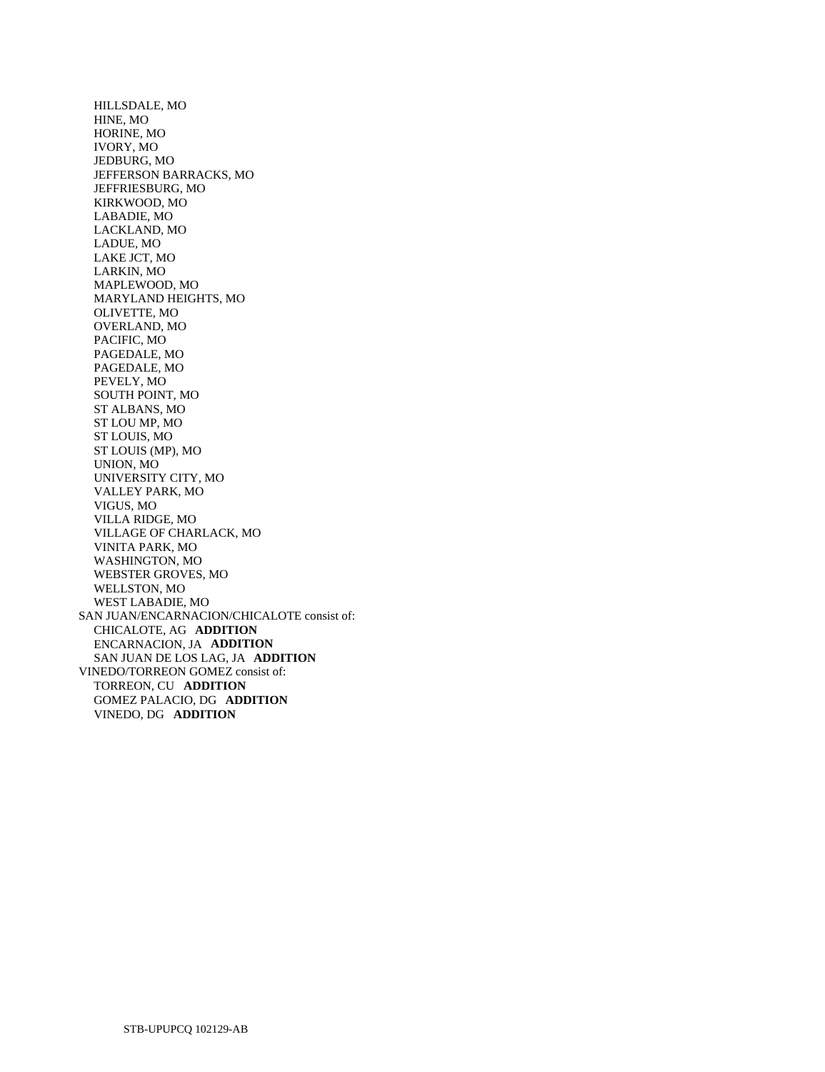HILLSDALE, MO  
HINE, MO  
HORINE, MO  
IVORY, MO  
JEDBURG, MO  
JEFFERSON BARRACKS, MO  
JEFFRIESBURG, MO  
KIRKWOOD, MO  
LABADIE, MO  
LACKLAND, MO  
LADUE, MO  
LAKE JCT, MO  
LARKIN, MO  
MAPLEWOOD, MO  
MARYLAND HEIGHTS, MO  
OLIVETTE, MO  
OVERLAND, MO  
PACIFIC, MO  
PAGEDALE, MO  
PAGEDALE, MO  
PEVELY, MO  
SOUTH POINT, MO  
ST ALBANS, MO  
ST LOU MP, MO  
ST LOUIS, MO  
ST LOUIS (MP), MO  
UNION, MO  
UNIVERSITY CITY, MO  
VALLEY PARK, MO  
VIGUS, MO  
VILLA RIDGE, MO  
VILLAGE OF CHARLACK, MO  
VINITA PARK, MO  
WASHINGTON, MO  
WEBSTER GROVES, MO  
WELLSTON, MO  
WEST LABADIE, MO  

SAN JUAN/ENCARNACION/CHICALOTE consist of:  
CHICALOTE, AG **ADDITION**  
ENCARNACION, JA **ADDITION**  
SAN JUAN DE LOS LAG, JA **ADDITION**  

VINEDO/TORREON GOMEZ consist of:  
TORREON, CU **ADDITION**  
GOMEZ PALACIO, DG **ADDITION**  
VINEDO, DG **ADDITION**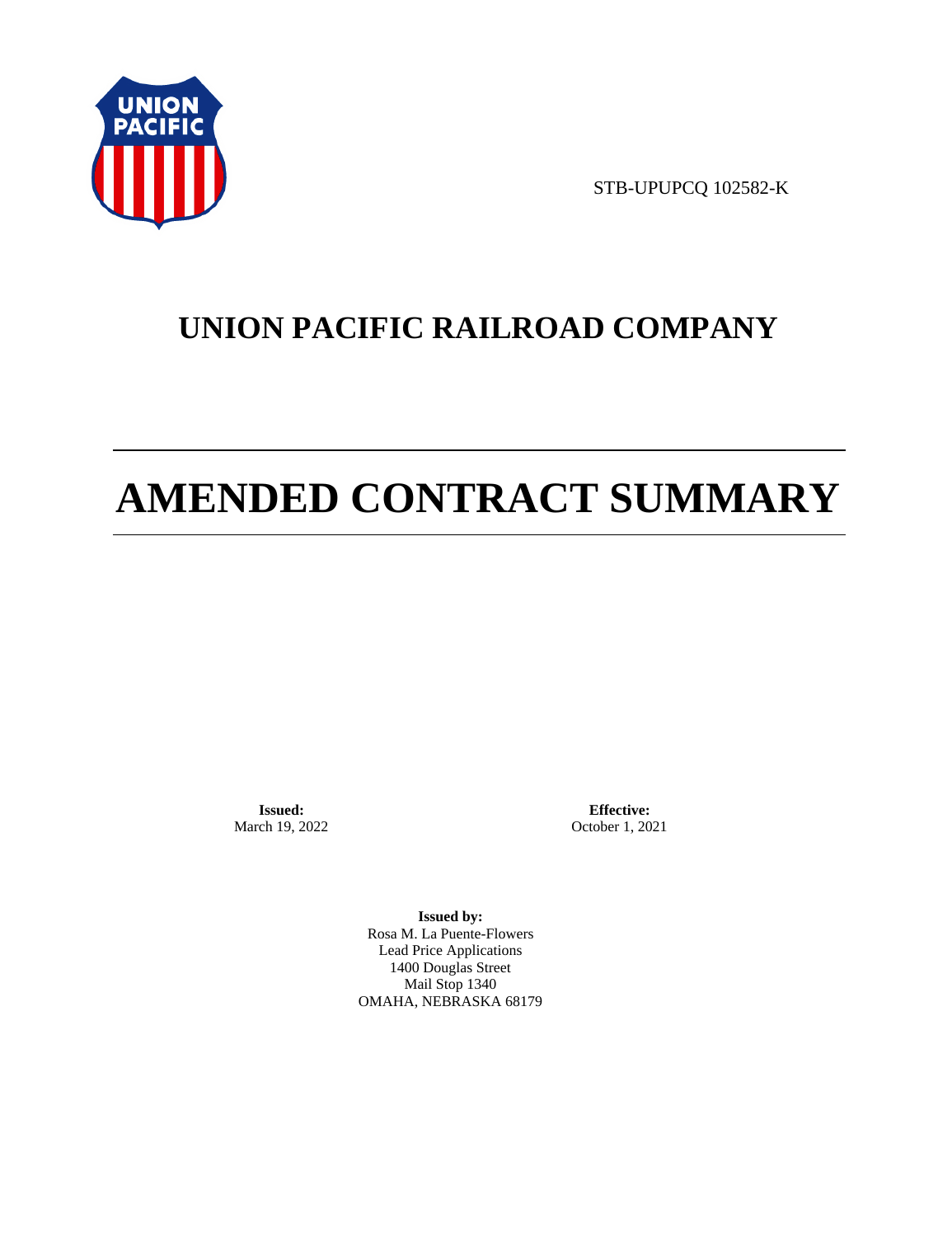STB-UPUPCQ 102582-K

# UNION PACIFIC RAILROAD COMPANY

# AMENDED CONTRACT SUMMARY

**Issued:**
March 19, 2022

**Effective:**
October 1, 2021

**Issued by:**
Rosa M. La Puente-Flowers
Lead Price Applications
1400 Douglas Street
Mail Stop 1340
OMAHA, NEBRASKA 68179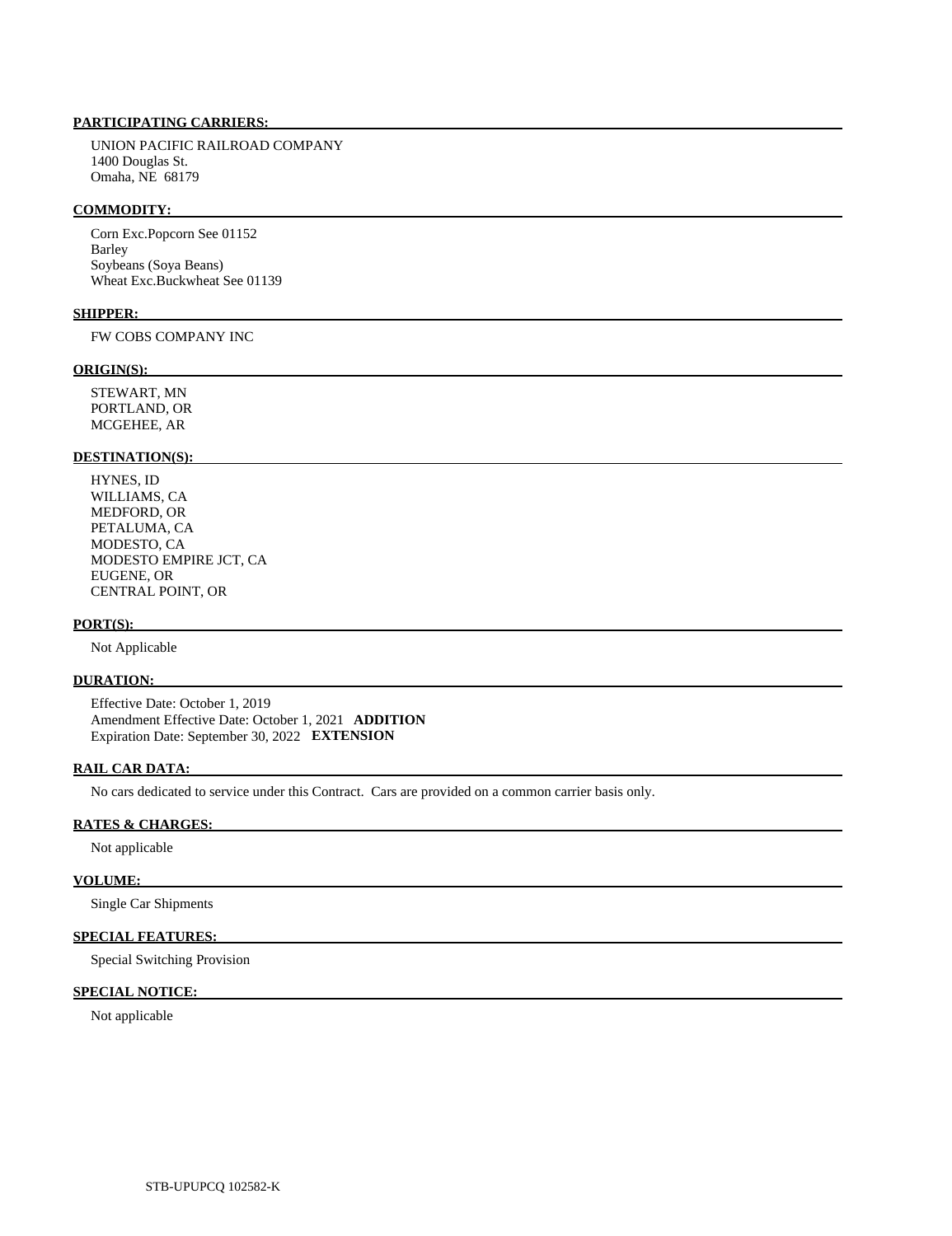**PARTICIPATING CARRIERS:**

UNION PACIFIC RAILROAD COMPANY
1400 Douglas St.
Omaha, NE 68179

**COMMODITY:**

Corn Exc.Popcorn See 01152
Barley
Soybeans (Soya Beans)
Wheat Exc.Buckwheat See 01139

**SHIPPER:**

FW COBS COMPANY INC

**ORIGIN(S):**

STEWART, MN
PORTLAND, OR
MCGEHEE, AR

**DESTINATION(S):**

HYNES, ID
WILLIAMS, CA
MEDFORD, OR
PETALUMA, CA
MODESTO, CA
MODESTO EMPIRE JCT, CA
EUGENE, OR
CENTRAL POINT, OR

**PORT(S):**

Not Applicable

**DURATION:**

Effective Date: October 1, 2019
Amendment Effective Date: October 1, 2021 **ADDITION**
Expiration Date: September 30, 2022 **EXTENSION**

**RAIL CAR DATA:**

No cars dedicated to service under this Contract. Cars are provided on a common carrier basis only.

**RATES & CHARGES:**

Not applicable

**VOLUME:**

Single Car Shipments

**SPECIAL FEATURES:**

Special Switching Provision

**SPECIAL NOTICE:**

Not applicable

STB-UPUPCQ 102582-K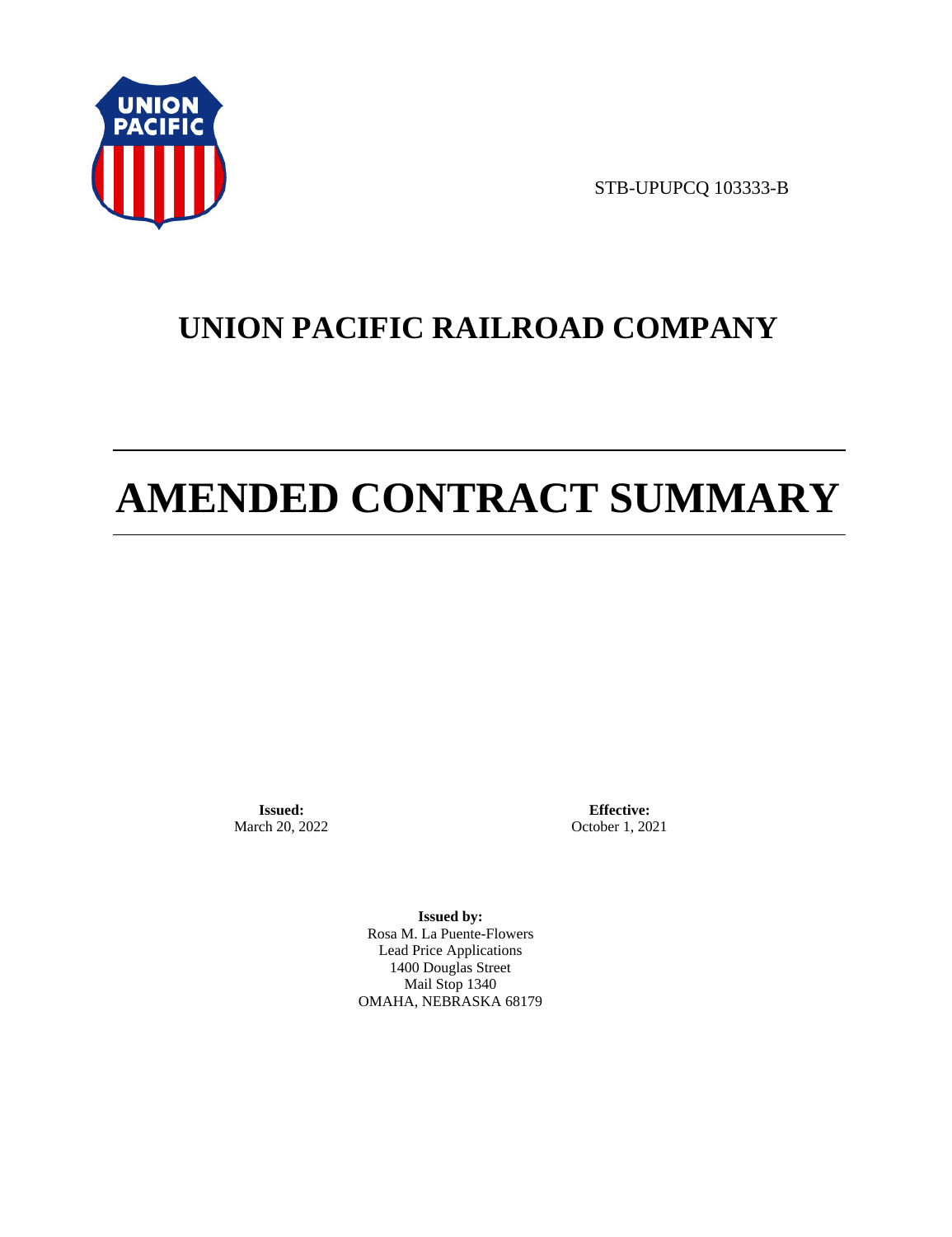STB-UPUPCQ 103333-B

# UNION PACIFIC RAILROAD COMPANY

# AMENDED CONTRACT SUMMARY

**Issued:**
March 20, 2022

**Effective:**
October 1, 2021

**Issued by:**
Rosa M. La Puente-Flowers
Lead Price Applications
1400 Douglas Street
Mail Stop 1340
OMAHA, NEBRASKA 68179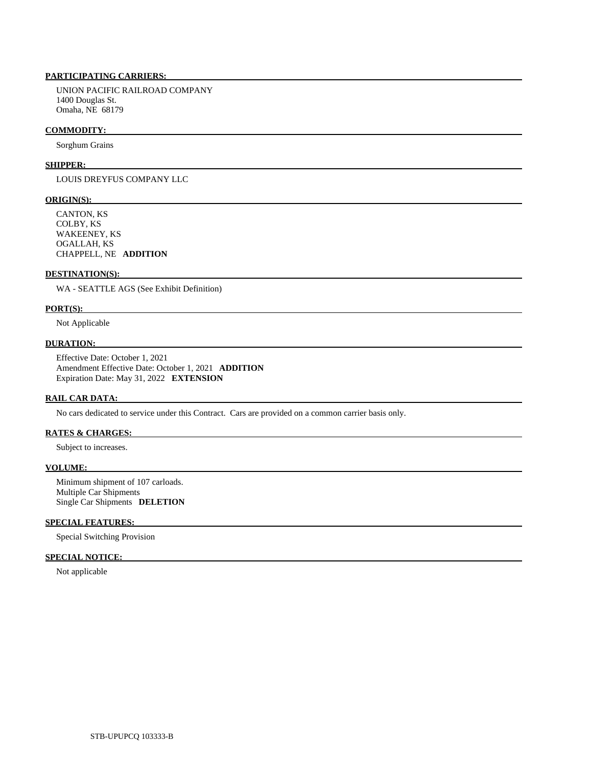**PARTICIPATING CARRIERS:**

UNION PACIFIC RAILROAD COMPANY
1400 Douglas St.
Omaha, NE 68179

**COMMODITY:**

Sorghum Grains

**SHIPPER:**

LOUIS DREYFUS COMPANY LLC

**ORIGIN(S):**

CANTON, KS
COLBY, KS
WAKEENEY, KS
OGALLAH, KS
CHAPPELL, NE **ADDITION**

**DESTINATION(S):**

WA - SEATTLE AGS (See Exhibit Definition)

**PORT(S):**

Not Applicable

**DURATION:**

Effective Date: October 1, 2021
Amendment Effective Date: October 1, 2021 **ADDITION**
Expiration Date: May 31, 2022 **EXTENSION**

**RAIL CAR DATA:**

No cars dedicated to service under this Contract. Cars are provided on a common carrier basis only.

**RATES & CHARGES:**

Subject to increases.

**VOLUME:**

Minimum shipment of 107 carloads.
Multiple Car Shipments
Single Car Shipments **DELETION**

**SPECIAL FEATURES:**

Special Switching Provision

**SPECIAL NOTICE:**

Not applicable

STB-UPUPCQ 103333-B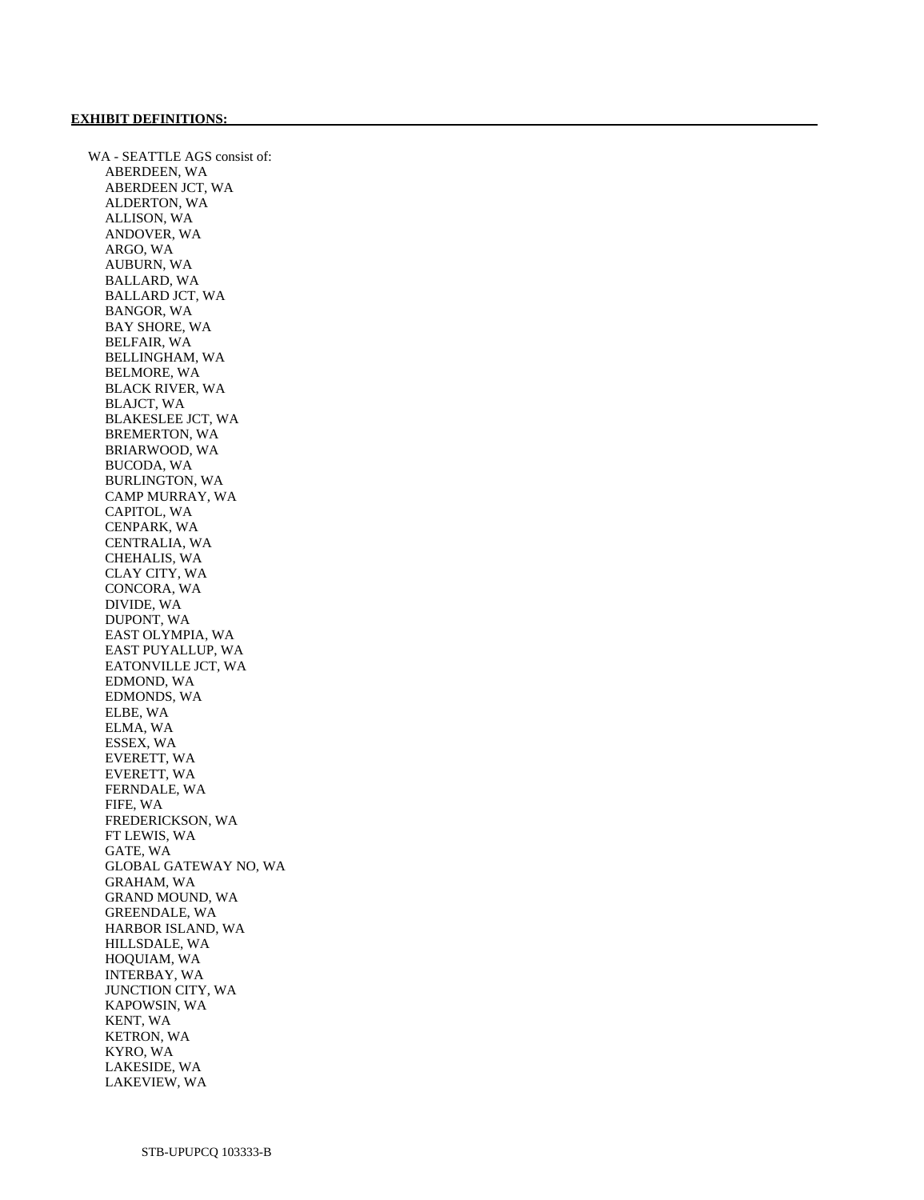**EXHIBIT DEFINITIONS:**

WA - SEATTLE AGS consist of:

- ABERDEEN, WA
- ABERDEEN JCT, WA
- ALDERTON, WA
- ALLISON, WA
- ANDOVER, WA
- ARGO, WA
- AUBURN, WA
- BALLARD, WA
- BALLARD JCT, WA
- BANGOR, WA
- BAY SHORE, WA
- BELFAIR, WA
- BELLINGHAM, WA
- BELMORE, WA
- BLACK RIVER, WA
- BLAJCT, WA
- BLAKESLEE JCT, WA
- BREMERTON, WA
- BRIARWOOD, WA
- BUCODA, WA
- BURLINGTON, WA
- CAMP MURRAY, WA
- CAPITOL, WA
- CENPARK, WA
- CENTRALIA, WA
- CHEHALIS, WA
- CLAY CITY, WA
- CONCORA, WA
- DIVIDE, WA
- DUPONT, WA
- EAST OLYMPIA, WA
- EAST PUYALLUP, WA
- EATONVILLE JCT, WA
- EDMOND, WA
- EDMONDS, WA
- ELBE, WA
- ELMA, WA
- ESSEX, WA
- EVERETT, WA
- EVERETT, WA
- FERNDALE, WA
- FIFE, WA
- FREDERICKSON, WA
- FT LEWIS, WA
- GATE, WA
- GLOBAL GATEWAY NO, WA
- GRAHAM, WA
- GRAND MOUND, WA
- GREENDALE, WA
- HARBOR ISLAND, WA
- HILLSDALE, WA
- HOQUIAM, WA
- INTERBAY, WA
- JUNCTION CITY, WA
- KAPOWSIN, WA
- KENT, WA
- KETRON, WA
- KYRO, WA
- LAKESIDE, WA
- LAKEVIEW, WA

STB-UPUPCQ 103333-B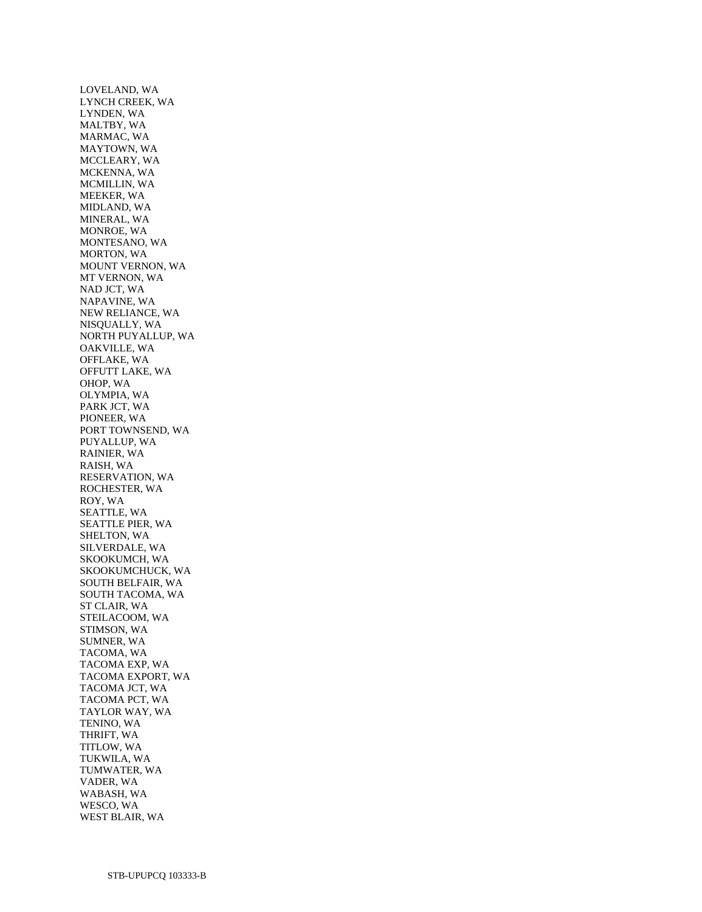LOVELAND, WA
LYNCH CREEK, WA
LYNDEN, WA
MALTBY, WA
MARMAC, WA
MAYTOWN, WA
MCCLEARY, WA
MCKENNA, WA
MCMILLIN, WA
MEEKER, WA
MIDLAND, WA
MINERAL, WA
MONROE, WA
MONTESANO, WA
MORTON, WA
MOUNT VERNON, WA
MT VERNON, WA
NAD JCT, WA
NAPAVINE, WA
NEW RELIANCE, WA
NISQUALLY, WA
NORTH PUYALLUP, WA
OAKVILLE, WA
OFFLAKE, WA
OFFUTT LAKE, WA
OHOP, WA
OLYMPIA, WA
PARK JCT, WA
PIONEER, WA
PORT TOWNSEND, WA
PUYALLUP, WA
RAINIER, WA
RAISH, WA
RESERVATION, WA
ROCHESTER, WA
ROY, WA
SEATTLE, WA
SEATTLE PIER, WA
SHELTON, WA
SILVERDALE, WA
SKOOKUMCH, WA
SKOOKUMCHUCK, WA
SOUTH BELFAIR, WA
SOUTH TACOMA, WA
ST CLAIR, WA
STEILACOOM, WA
STIMSON, WA
SUMNER, WA
TACOMA, WA
TACOMA EXP, WA
TACOMA EXPORT, WA
TACOMA JCT, WA
TACOMA PCT, WA
TAYLOR WAY, WA
TENINO, WA
THRIFT, WA
TITLOW, WA
TUKWILA, WA
TUMWATER, WA
VADER, WA
WABASH, WA
WESCO, WA
WEST BLAIR, WA

STB-UPUPCQ 103333-B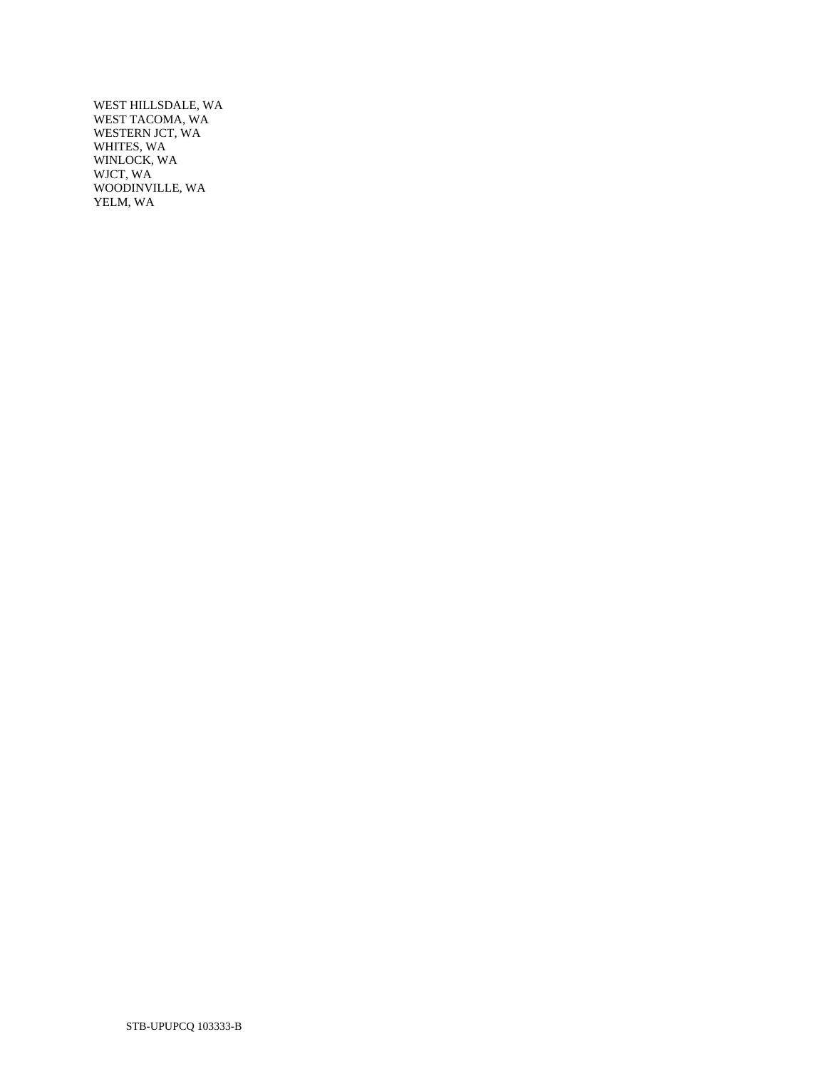WEST HILLSDALE, WA
WEST TACOMA, WA
WESTERN JCT, WA
WHITES, WA
WINLOCK, WA
WJCT, WA
WOODINVILLE, WA
YELM, WA

STB-UPUPCQ 103333-B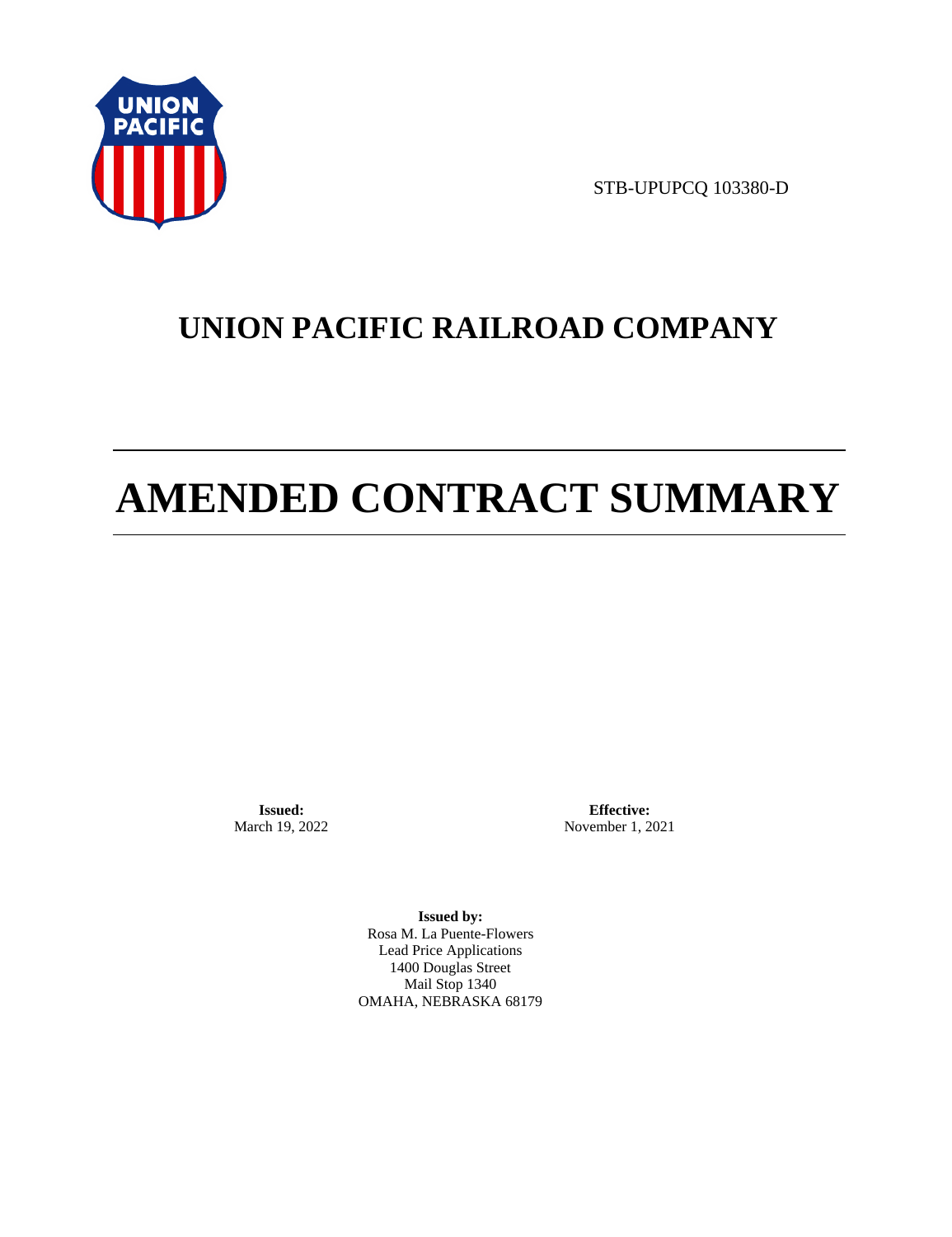STB-UPUPCQ 103380-D

# UNION PACIFIC RAILROAD COMPANY

# AMENDED CONTRACT SUMMARY

**Issued:**
March 19, 2022

**Effective:**
November 1, 2021

**Issued by:**
Rosa M. La Puente-Flowers
Lead Price Applications
1400 Douglas Street
Mail Stop 1340
OMAHA, NEBRASKA 68179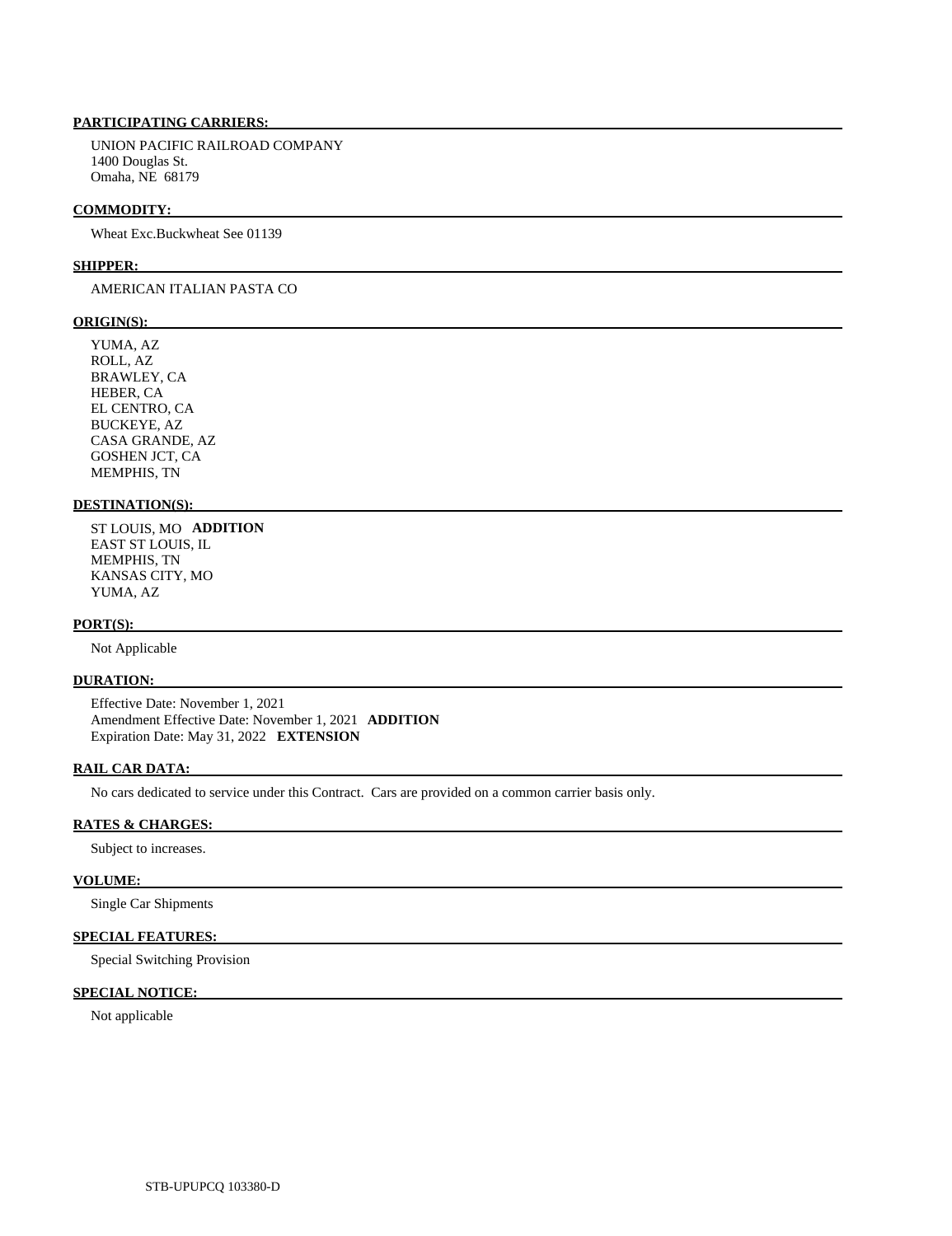**PARTICIPATING CARRIERS:**

UNION PACIFIC RAILROAD COMPANY
1400 Douglas St.
Omaha, NE 68179

**COMMODITY:**

Wheat Exc.Buckwheat See 01139

**SHIPPER:**

AMERICAN ITALIAN PASTA CO

**ORIGIN(S):**

YUMA, AZ
ROLL, AZ
BRAWLEY, CA
HEBER, CA
EL CENTRO, CA
BUCKEYE, AZ
CASA GRANDE, AZ
GOSHEN JCT, CA
MEMPHIS, TN

**DESTINATION(S):**

ST LOUIS, MO **ADDITION**
EAST ST LOUIS, IL
MEMPHIS, TN
KANSAS CITY, MO
YUMA, AZ

**PORT(S):**

Not Applicable

**DURATION:**

Effective Date: November 1, 2021
Amendment Effective Date: November 1, 2021 **ADDITION**
Expiration Date: May 31, 2022 **EXTENSION**

**RAIL CAR DATA:**

No cars dedicated to service under this Contract. Cars are provided on a common carrier basis only.

**RATES & CHARGES:**

Subject to increases.

**VOLUME:**

Single Car Shipments

**SPECIAL FEATURES:**

Special Switching Provision

**SPECIAL NOTICE:**

Not applicable

STB-UPUPCQ 103380-D